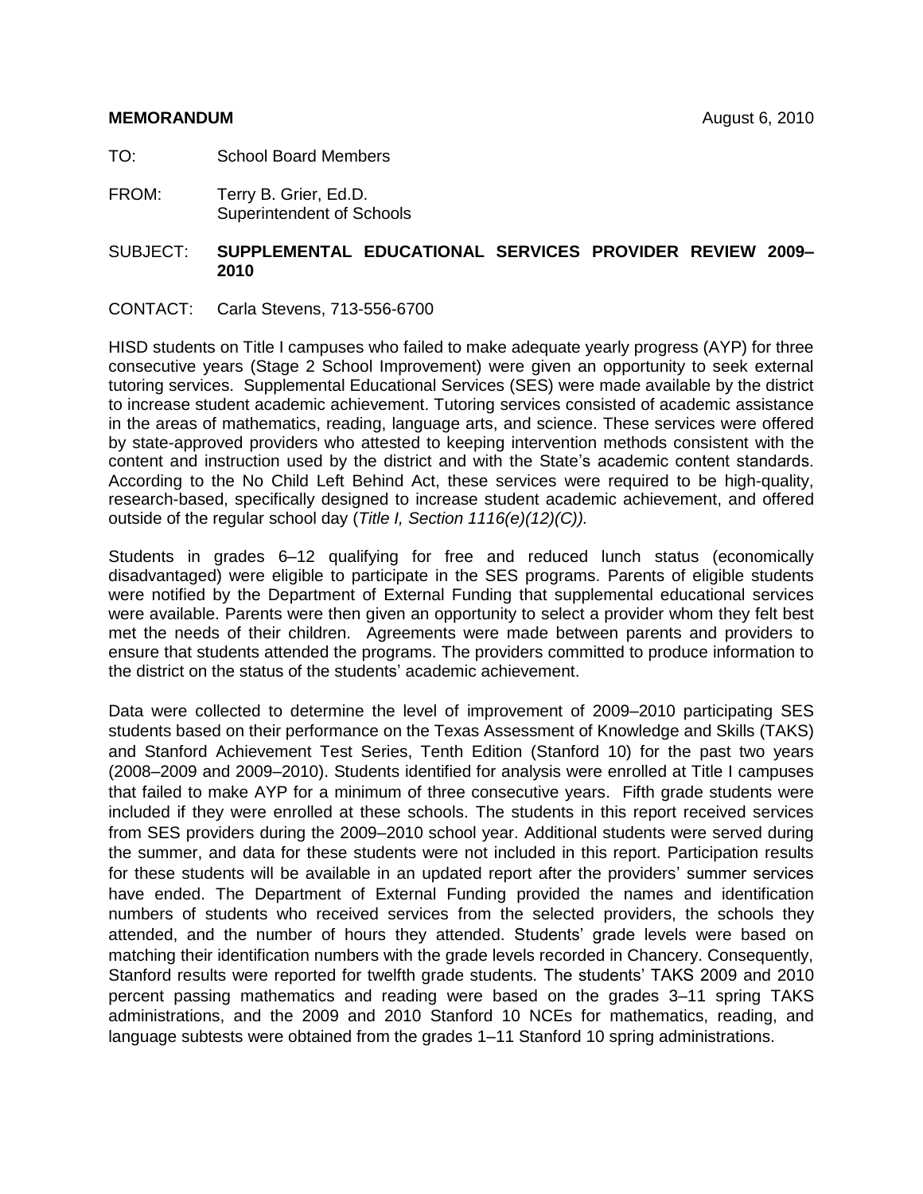**MEMORANDUM** August 6, 2010

TO: School Board Members

FROM: Terry B. Grier, Ed.D.
Superintendent of Schools

SUBJECT: **SUPPLEMENTAL EDUCATIONAL SERVICES PROVIDER REVIEW 2009–2010**

CONTACT: Carla Stevens, 713-556-6700

HISD students on Title I campuses who failed to make adequate yearly progress (AYP) for three consecutive years (Stage 2 School Improvement) were given an opportunity to seek external tutoring services. Supplemental Educational Services (SES) were made available by the district to increase student academic achievement. Tutoring services consisted of academic assistance in the areas of mathematics, reading, language arts, and science. These services were offered by state-approved providers who attested to keeping intervention methods consistent with the content and instruction used by the district and with the State's academic content standards. According to the No Child Left Behind Act, these services were required to be high-quality, research-based, specifically designed to increase student academic achievement, and offered outside of the regular school day (*Title I, Section 1116(e)(12)(C)).*

Students in grades 6–12 qualifying for free and reduced lunch status (economically disadvantaged) were eligible to participate in the SES programs. Parents of eligible students were notified by the Department of External Funding that supplemental educational services were available. Parents were then given an opportunity to select a provider whom they felt best met the needs of their children. Agreements were made between parents and providers to ensure that students attended the programs. The providers committed to produce information to the district on the status of the students' academic achievement.

Data were collected to determine the level of improvement of 2009–2010 participating SES students based on their performance on the Texas Assessment of Knowledge and Skills (TAKS) and Stanford Achievement Test Series, Tenth Edition (Stanford 10) for the past two years (2008–2009 and 2009–2010). Students identified for analysis were enrolled at Title I campuses that failed to make AYP for a minimum of three consecutive years. Fifth grade students were included if they were enrolled at these schools. The students in this report received services from SES providers during the 2009–2010 school year. Additional students were served during the summer, and data for these students were not included in this report. Participation results for these students will be available in an updated report after the providers' summer services have ended. The Department of External Funding provided the names and identification numbers of students who received services from the selected providers, the schools they attended, and the number of hours they attended. Students' grade levels were based on matching their identification numbers with the grade levels recorded in Chancery. Consequently, Stanford results were reported for twelfth grade students. The students' TAKS 2009 and 2010 percent passing mathematics and reading were based on the grades 3–11 spring TAKS administrations, and the 2009 and 2010 Stanford 10 NCEs for mathematics, reading, and language subtests were obtained from the grades 1–11 Stanford 10 spring administrations.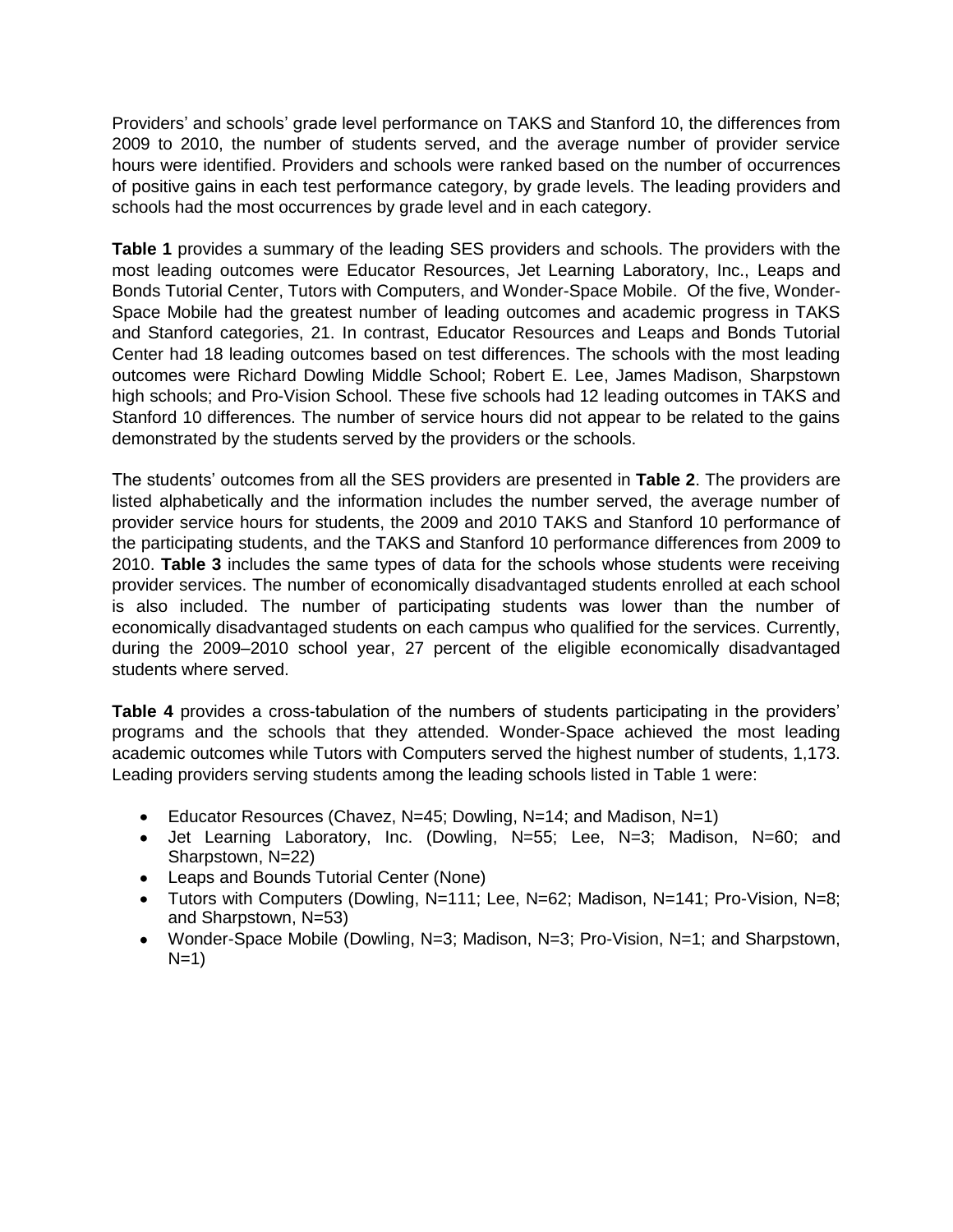Providers' and schools' grade level performance on TAKS and Stanford 10, the differences from 2009 to 2010, the number of students served, and the average number of provider service hours were identified. Providers and schools were ranked based on the number of occurrences of positive gains in each test performance category, by grade levels. The leading providers and schools had the most occurrences by grade level and in each category.

**Table 1** provides a summary of the leading SES providers and schools. The providers with the most leading outcomes were Educator Resources, Jet Learning Laboratory, Inc., Leaps and Bonds Tutorial Center, Tutors with Computers, and Wonder-Space Mobile. Of the five, Wonder-Space Mobile had the greatest number of leading outcomes and academic progress in TAKS and Stanford categories, 21. In contrast, Educator Resources and Leaps and Bonds Tutorial Center had 18 leading outcomes based on test differences. The schools with the most leading outcomes were Richard Dowling Middle School; Robert E. Lee, James Madison, Sharpstown high schools; and Pro-Vision School. These five schools had 12 leading outcomes in TAKS and Stanford 10 differences. The number of service hours did not appear to be related to the gains demonstrated by the students served by the providers or the schools.

The students' outcomes from all the SES providers are presented in **Table 2**. The providers are listed alphabetically and the information includes the number served, the average number of provider service hours for students, the 2009 and 2010 TAKS and Stanford 10 performance of the participating students, and the TAKS and Stanford 10 performance differences from 2009 to 2010. **Table 3** includes the same types of data for the schools whose students were receiving provider services. The number of economically disadvantaged students enrolled at each school is also included. The number of participating students was lower than the number of economically disadvantaged students on each campus who qualified for the services. Currently, during the 2009–2010 school year, 27 percent of the eligible economically disadvantaged students where served.

**Table 4** provides a cross-tabulation of the numbers of students participating in the providers' programs and the schools that they attended. Wonder-Space achieved the most leading academic outcomes while Tutors with Computers served the highest number of students, 1,173. Leading providers serving students among the leading schools listed in Table 1 were:

- Educator Resources (Chavez, N=45; Dowling, N=14; and Madison, N=1)
- Jet Learning Laboratory, Inc. (Dowling, N=55; Lee, N=3; Madison, N=60; and Sharpstown, N=22)
- Leaps and Bounds Tutorial Center (None)
- Tutors with Computers (Dowling, N=111; Lee, N=62; Madison, N=141; Pro-Vision, N=8; and Sharpstown, N=53)
- Wonder-Space Mobile (Dowling, N=3; Madison, N=3; Pro-Vision, N=1; and Sharpstown, N=1)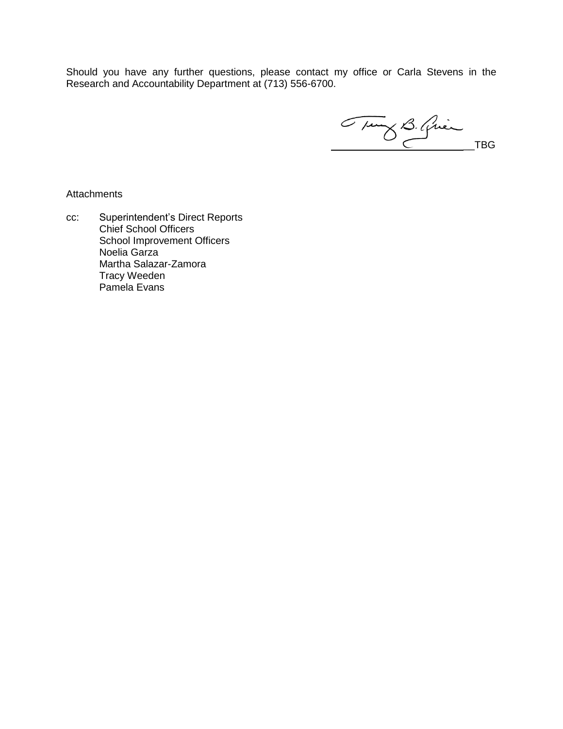Should you have any further questions, please contact my office or Carla Stevens in the Research and Accountability Department at (713) 556-6700.

\_\_\_\_\_\_\_\_\_\_\_\_\_\_\_\_\_\_\_\_\_\_\_\_\_TBG

Attachments

cc: Superintendent's Direct Reports
Chief School Officers
School Improvement Officers
Noelia Garza
Martha Salazar-Zamora
Tracy Weeden
Pamela Evans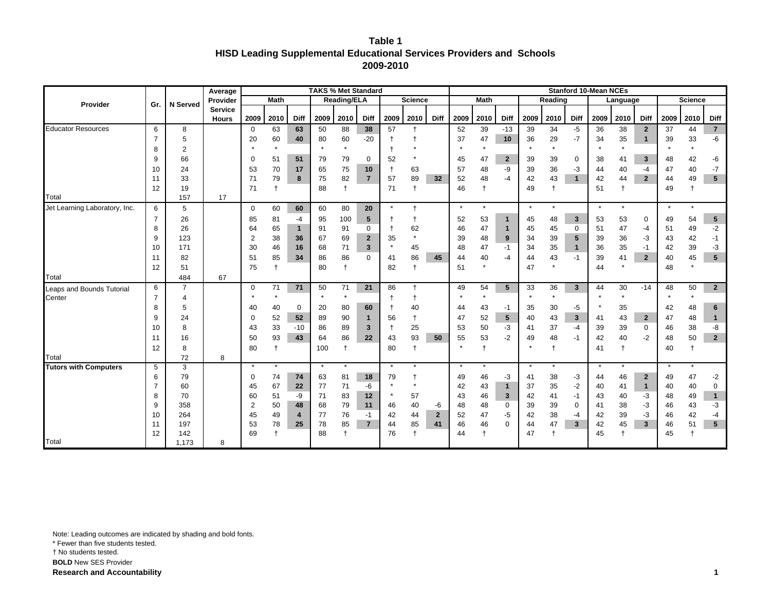**Table 1**
**HISD Leading Supplemental Educational Services Providers and Schools**
**2009-2010**

| Provider | Gr. | N Served | Average Provider Service Hours | TAKS % Met Standard | | | | | | | | | Stanford 10-Mean NCEs | | | | | | | | | | | |
|---|---|---|---|---|---|---|---|---|---|---|---|---|---|---|---|---|---|---|---|---|---|---|---|---|
| | | | | Math | | | Reading/ELA | | | Science | | | Math | | | Reading | | | Language | | | Science | | |
| | | | | 2009 | 2010 | Diff | 2009 | 2010 | Diff | 2009 | 2010 | Diff | 2009 | 2010 | Diff | 2009 | 2010 | Diff | 2009 | 2010 | Diff | 2009 | 2010 | Diff |
| Educator Resources | 6 | 8 | | 0 | 63 | **63** | 50 | 88 | **38** | 57 | † | | 52 | 39 | -13 | 39 | 34 | -5 | 36 | 38 | **2** | 37 | 44 | **7** |
| | 7 | 5 | | 20 | 60 | **40** | 80 | 60 | -20 | † | † | | 37 | 47 | **10** | 36 | 29 | -7 | 34 | 35 | **1** | 39 | 33 | -6 |
| | 8 | 2 | | * | * | | * | * | | † | * | | * | * | | * | * | | * | * | | * | * | |
| | 9 | 66 | | 0 | 51 | **51** | 79 | 79 | 0 | 52 | * | | 45 | 47 | **2** | 39 | 39 | 0 | 38 | 41 | **3** | 48 | 42 | -6 |
| | 10 | 24 | | 53 | 70 | **17** | 65 | 75 | **10** | † | 63 | | 57 | 48 | -9 | 39 | 36 | -3 | 44 | 40 | -4 | 47 | 40 | -7 |
| | 11 | 33 | | 71 | 79 | **8** | 75 | 82 | **7** | 57 | 89 | **32** | 52 | 48 | -4 | 42 | 43 | **1** | 42 | 44 | **2** | 44 | 49 | **5** |
| | 12 | 19 | | 71 | † | | 88 | † | | 71 | † | | 46 | † | | 49 | † | | 51 | † | | 49 | † | |
| Total | | 157 | 17 | | | | | | | | | | | | | | | | | | | | | |
| Jet Learning Laboratory, Inc. | 6 | 5 | | 0 | 60 | **60** | 60 | 80 | **20** | * | † | | * | * | | * | * | | * | * | | * | * | |
| | 7 | 26 | | 85 | 81 | -4 | 95 | 100 | **5** | † | † | | 52 | 53 | **1** | 45 | 48 | **3** | 53 | 53 | 0 | 49 | 54 | **5** |
| | 8 | 26 | | 64 | 65 | **1** | 91 | 91 | 0 | † | 62 | | 46 | 47 | **1** | 45 | 45 | 0 | 51 | 47 | -4 | 51 | 49 | -2 |
| | 9 | 123 | | 2 | 38 | **36** | 67 | 69 | **2** | 35 | * | | 39 | 48 | **9** | 34 | 39 | **5** | 39 | 36 | -3 | 43 | 42 | -1 |
| | 10 | 171 | | 30 | 46 | **16** | 68 | 71 | **3** | * | 45 | | 48 | 47 | -1 | 34 | 35 | **1** | 36 | 35 | -1 | 42 | 39 | -3 |
| | 11 | 82 | | 51 | 85 | **34** | 86 | 86 | 0 | 41 | 86 | **45** | 44 | 40 | -4 | 44 | 43 | -1 | 39 | 41 | **2** | 40 | 45 | **5** |
| | 12 | 51 | | 75 | † | | 80 | † | | 82 | † | | 51 | * | | 47 | * | | 44 | * | | 48 | * | |
| Total | | 484 | 67 | | | | | | | | | | | | | | | | | | | | | |
| Leaps and Bounds Tutorial Center | 6 | 7 | | 0 | 71 | **71** | 50 | 71 | **21** | 86 | † | | 49 | 54 | **5** | 33 | 36 | **3** | 44 | 30 | -14 | 48 | 50 | **2** |
| | 7 | 4 | | * | * | | * | * | | † | † | | * | * | | * | * | | * | * | | * | * | |
| | 8 | 5 | | 40 | 40 | 0 | 20 | 80 | **60** | † | 40 | | 44 | 43 | -1 | 35 | 30 | -5 | * | 35 | | 42 | 48 | **6** |
| | 9 | 24 | | 0 | 52 | **52** | 89 | 90 | **1** | 56 | † | | 47 | 52 | **5** | 40 | 43 | **3** | 41 | 43 | **2** | 47 | 48 | **1** |
| | 10 | 8 | | 43 | 33 | -10 | 86 | 89 | **3** | † | 25 | | 53 | 50 | -3 | 41 | 37 | -4 | 39 | 39 | 0 | 46 | 38 | -8 |
| | 11 | 16 | | 50 | 93 | **43** | 64 | 86 | **22** | 43 | 93 | **50** | 55 | 53 | -2 | 49 | 48 | -1 | 42 | 40 | -2 | 48 | 50 | **2** |
| | 12 | 8 | | 80 | † | | 100 | † | | 80 | † | | * | † | | * | † | | 41 | † | | 40 | † | |
| Total | | 72 | 8 | | | | | | | | | | | | | | | | | | | | | |
| **Tutors with Computers** | 5 | 3 | | * | * | | * | * | | * | * | | * | * | | * | * | | * | * | | * | * | |
| | 6 | 79 | | 0 | 74 | **74** | 63 | 81 | **18** | 79 | † | | 49 | 46 | -3 | 41 | 38 | -3 | 44 | 46 | **2** | 49 | 47 | -2 |
| | 7 | 60 | | 45 | 67 | **22** | 77 | 71 | -6 | * | * | | 42 | 43 | **1** | 37 | 35 | -2 | 40 | 41 | **1** | 40 | 40 | 0 |
| | 8 | 70 | | 60 | 51 | -9 | 71 | 83 | **12** | * | 57 | | 43 | 46 | **3** | 42 | 41 | -1 | 43 | 40 | -3 | 48 | 49 | **1** |
| | 9 | 358 | | 2 | 50 | **48** | 68 | 79 | **11** | 46 | 40 | -6 | 48 | 48 | 0 | 39 | 39 | 0 | 41 | 38 | -3 | 46 | 43 | -3 |
| | 10 | 264 | | 45 | 49 | **4** | 77 | 76 | -1 | 42 | 44 | **2** | 52 | 47 | -5 | 42 | 38 | -4 | 42 | 39 | -3 | 46 | 42 | -4 |
| | 11 | 197 | | 53 | 78 | **25** | 78 | 85 | **7** | 44 | 85 | **41** | 46 | 46 | 0 | 44 | 47 | **3** | 42 | 45 | **3** | 46 | 51 | **5** |
| | 12 | 142 | | 69 | † | | 88 | † | | 76 | † | | 44 | † | | 47 | † | | 45 | † | | 45 | † | |
| Total | | 1,173 | 8 | | | | | | | | | | | | | | | | | | | | | |

Note: Leading outcomes are indicated by shading and bold fonts.

\* Fewer than five students tested.

† No students tested.

**BOLD** New SES Provider

**Research and Accountability**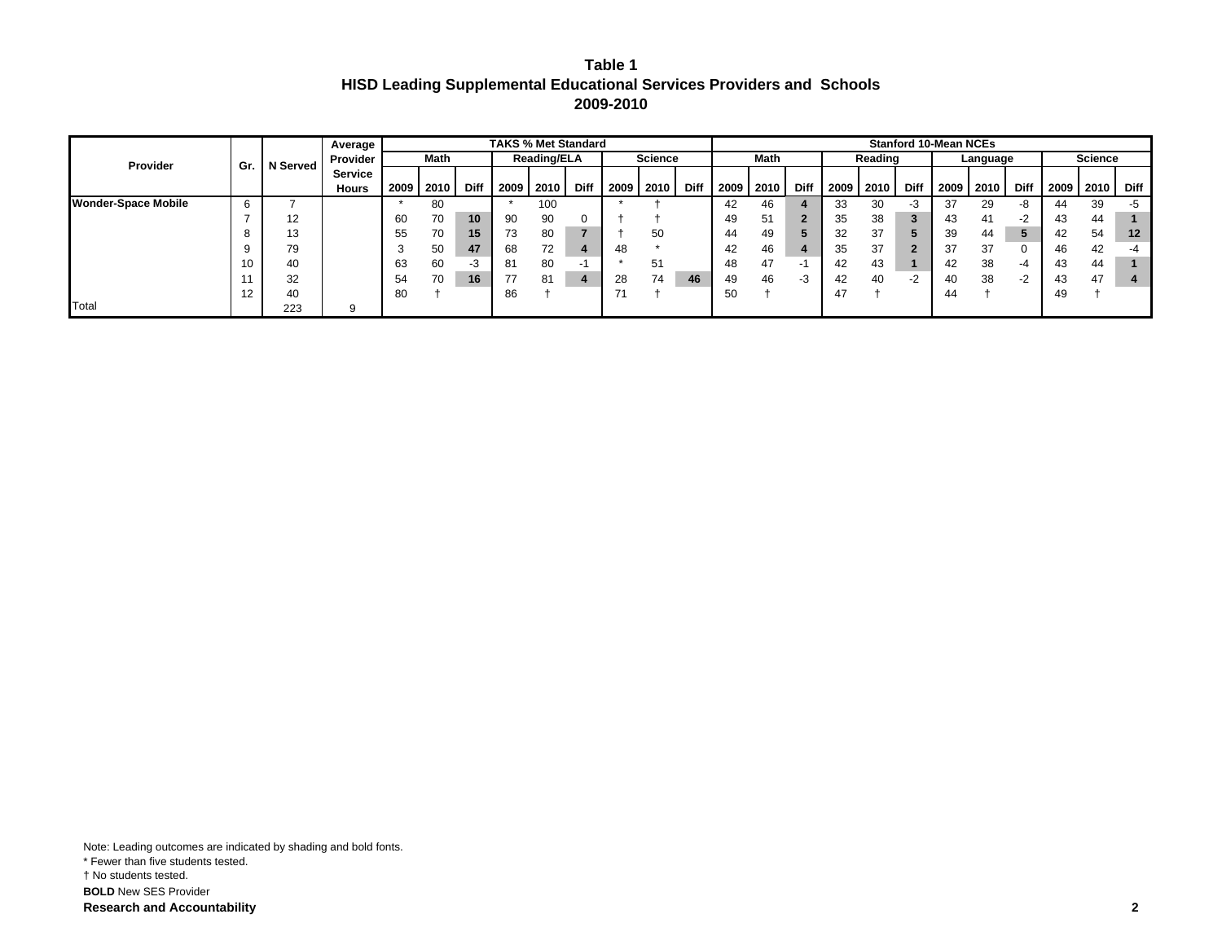# Table 1
## HISD Leading Supplemental Educational Services Providers and Schools
## 2009-2010

| Provider | Gr. | N Served | Average Provider Service Hours | TAKS % Met Standard | | | | | | | | | Stanford 10-Mean NCEs | | | | | | | | | | | |
|---|---|---|---|---|---|---|---|---|---|---|---|---|---|---|---|---|---|---|---|---|---|---|---|---|
| | | | | Math | | | Reading/ELA | | | Science | | | Math | | | Reading | | | Language | | | Science | | |
| | | | | 2009 | 2010 | Diff | 2009 | 2010 | Diff | 2009 | 2010 | Diff | 2009 | 2010 | Diff | 2009 | 2010 | Diff | 2009 | 2010 | Diff | 2009 | 2010 | Diff |
| **Wonder-Space Mobile** | 6 | 7 | | * | 80 | | * | 100 | | * | † | | 42 | 46 | **4** | 33 | 30 | -3 | 37 | 29 | -8 | 44 | 39 | -5 |
| | 7 | 12 | | 60 | 70 | **10** | 90 | 90 | 0 | † | † | | 49 | 51 | **2** | 35 | 38 | **3** | 43 | 41 | -2 | 43 | 44 | **1** |
| | 8 | 13 | | 55 | 70 | **15** | 73 | 80 | **7** | † | 50 | | 44 | 49 | **5** | 32 | 37 | **5** | 39 | 44 | **5** | 42 | 54 | **12** |
| | 9 | 79 | | 3 | 50 | **47** | 68 | 72 | **4** | 48 | * | | 42 | 46 | **4** | 35 | 37 | **2** | 37 | 37 | 0 | 46 | 42 | -4 |
| | 10 | 40 | | 63 | 60 | -3 | 81 | 80 | -1 | * | 51 | | 48 | 47 | -1 | 42 | 43 | **1** | 42 | 38 | -4 | 43 | 44 | **1** |
| | 11 | 32 | | 54 | 70 | **16** | 77 | 81 | **4** | 28 | 74 | **46** | 49 | 46 | -3 | 42 | 40 | -2 | 40 | 38 | -2 | 43 | 47 | **4** |
| | 12 | 40 | | 80 | † | | 86 | † | | 71 | † | | 50 | † | | 47 | † | | 44 | † | | 49 | † | |
| Total | | 223 | 9 | | | | | | | | | | | | | | | | | | | | | |

Note: Leading outcomes are indicated by shading and bold fonts.

* Fewer than five students tested.

† No students tested.

**BOLD** New SES Provider

**Research and Accountability**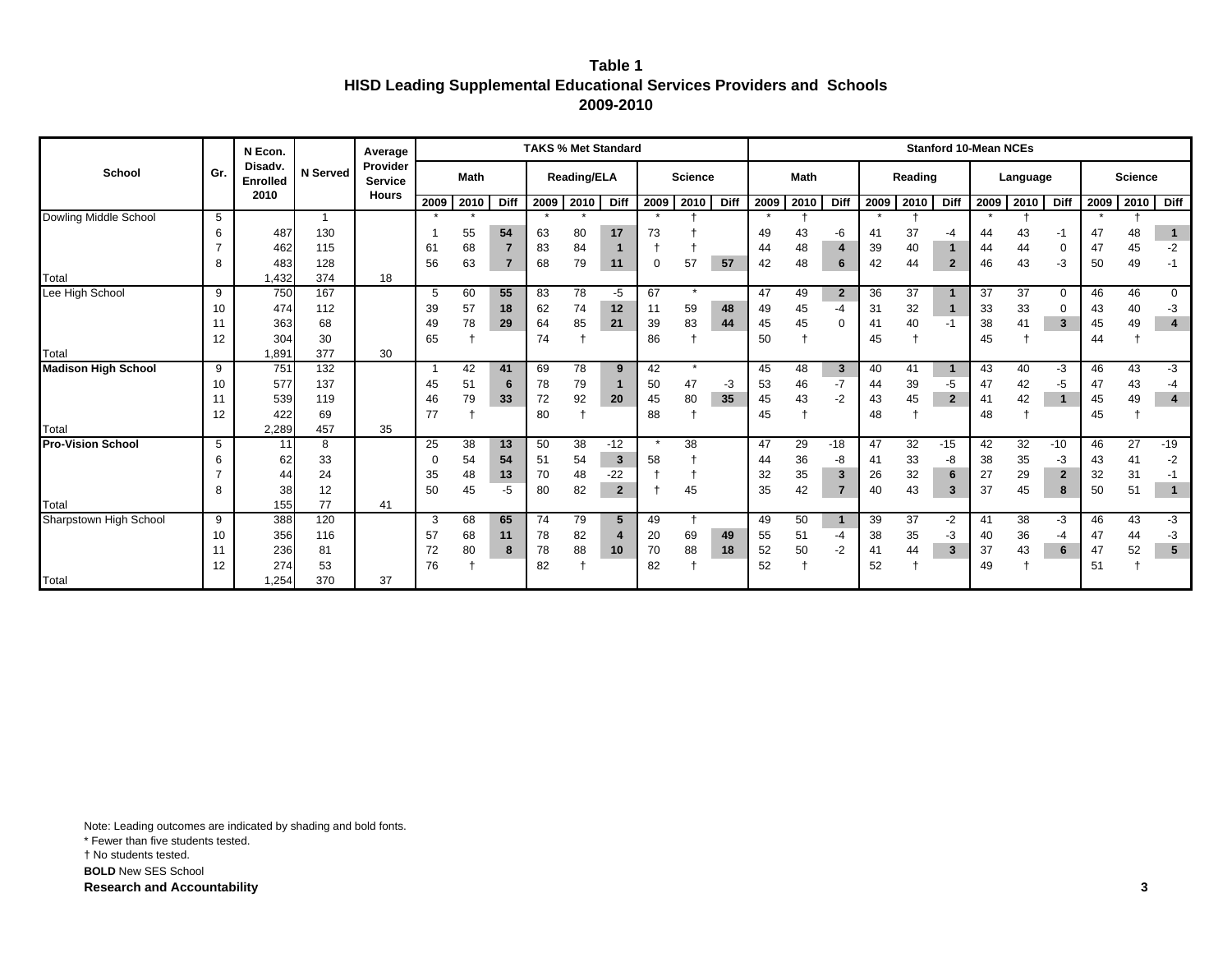# Table 1
## HISD Leading Supplemental Educational Services Providers and Schools
### 2009-2010

| School | Gr. | N Econ. Disadv. Enrolled 2010 | N Served | Average Provider Service Hours | TAKS % Met Standard | | | | | | | | | Stanford 10-Mean NCEs | | | | | | | | | | | |
|---|---|---|---|---|---|---|---|---|---|---|---|---|---|---|---|---|---|---|---|---|---|---|---|---|---|
| | | | | | Math | | | Reading/ELA | | | Science | | | Math | | | Reading | | | Language | | | Science | | |
| | | | | | 2009 | 2010 | Diff | 2009 | 2010 | Diff | 2009 | 2010 | Diff | 2009 | 2010 | Diff | 2009 | 2010 | Diff | 2009 | 2010 | Diff | 2009 | 2010 | Diff |
| Dowling Middle School | 5 | | 1 | | * | * | | * | * | | * | † | | * | † | | * | † | | * | † | | * | † | |
| | 6 | 487 | 130 | | 1 | 55 | **54** | 63 | 80 | **17** | 73 | † | | 49 | 43 | -6 | 41 | 37 | -4 | 44 | 43 | -1 | 47 | 48 | **1** |
| | 7 | 462 | 115 | | 61 | 68 | **7** | 83 | 84 | **1** | † | † | | 44 | 48 | **4** | 39 | 40 | **1** | 44 | 44 | 0 | 47 | 45 | -2 |
| | 8 | 483 | 128 | | 56 | 63 | **7** | 68 | 79 | **11** | 0 | 57 | **57** | 42 | 48 | **6** | 42 | 44 | **2** | 46 | 43 | -3 | 50 | 49 | -1 |
| Total | | 1,432 | 374 | 18 | | | | | | | | | | | | | | | | | | | | | |
| Lee High School | 9 | 750 | 167 | | 5 | 60 | **55** | 83 | 78 | -5 | 67 | * | | 47 | 49 | **2** | 36 | 37 | **1** | 37 | 37 | 0 | 46 | 46 | 0 |
| | 10 | 474 | 112 | | 39 | 57 | **18** | 62 | 74 | **12** | 11 | 59 | **48** | 49 | 45 | -4 | 31 | 32 | **1** | 33 | 33 | 0 | 43 | 40 | -3 |
| | 11 | 363 | 68 | | 49 | 78 | **29** | 64 | 85 | **21** | 39 | 83 | **44** | 45 | 45 | 0 | 41 | 40 | -1 | 38 | 41 | **3** | 45 | 49 | **4** |
| | 12 | 304 | 30 | | 65 | † | | 74 | † | | 86 | † | | 50 | † | | 45 | † | | 45 | † | | 44 | † | |
| Total | | 1,891 | 377 | 30 | | | | | | | | | | | | | | | | | | | | | |
| **Madison High School** | 9 | 751 | 132 | | 1 | 42 | **41** | 69 | 78 | **9** | 42 | * | | 45 | 48 | **3** | 40 | 41 | **1** | 43 | 40 | -3 | 46 | 43 | -3 |
| | 10 | 577 | 137 | | 45 | 51 | **6** | 78 | 79 | **1** | 50 | 47 | -3 | 53 | 46 | -7 | 44 | 39 | -5 | 47 | 42 | -5 | 47 | 43 | -4 |
| | 11 | 539 | 119 | | 46 | 79 | **33** | 72 | 92 | **20** | 45 | 80 | **35** | 45 | 43 | -2 | 43 | 45 | **2** | 41 | 42 | **1** | 45 | 49 | **4** |
| | 12 | 422 | 69 | | 77 | † | | 80 | † | | 88 | † | | 45 | † | | 48 | † | | 48 | † | | 45 | † | |
| Total | | 2,289 | 457 | 35 | | | | | | | | | | | | | | | | | | | | | |
| **Pro-Vision School** | 5 | 11 | 8 | | 25 | 38 | **13** | 50 | 38 | -12 | * | 38 | | 47 | 29 | -18 | 47 | 32 | -15 | 42 | 32 | -10 | 46 | 27 | -19 |
| | 6 | 62 | 33 | | 0 | 54 | **54** | 51 | 54 | **3** | 58 | † | | 44 | 36 | -8 | 41 | 33 | -8 | 38 | 35 | -3 | 43 | 41 | -2 |
| | 7 | 44 | 24 | | 35 | 48 | **13** | 70 | 48 | -22 | † | † | | 32 | 35 | **3** | 26 | 32 | **6** | 27 | 29 | **2** | 32 | 31 | -1 |
| | 8 | 38 | 12 | | 50 | 45 | -5 | 80 | 82 | **2** | † | 45 | | 35 | 42 | **7** | 40 | 43 | **3** | 37 | 45 | **8** | 50 | 51 | **1** |
| Total | | 155 | 77 | 41 | | | | | | | | | | | | | | | | | | | | | |
| Sharpstown High School | 9 | 388 | 120 | | 3 | 68 | **65** | 74 | 79 | **5** | 49 | † | | 49 | 50 | **1** | 39 | 37 | -2 | 41 | 38 | -3 | 46 | 43 | -3 |
| | 10 | 356 | 116 | | 57 | 68 | **11** | 78 | 82 | **4** | 20 | 69 | **49** | 55 | 51 | -4 | 38 | 35 | -3 | 40 | 36 | -4 | 47 | 44 | -3 |
| | 11 | 236 | 81 | | 72 | 80 | **8** | 78 | 88 | **10** | 70 | 88 | **18** | 52 | 50 | -2 | 41 | 44 | **3** | 37 | 43 | **6** | 47 | 52 | **5** |
| | 12 | 274 | 53 | | 76 | † | | 82 | † | | 82 | † | | 52 | † | | 52 | † | | 49 | † | | 51 | † | |
| Total | | 1,254 | 370 | 37 | | | | | | | | | | | | | | | | | | | | | |

Note: Leading outcomes are indicated by shading and bold fonts.

* Fewer than five students tested.

† No students tested.

**BOLD** New SES School

**Research and Accountability**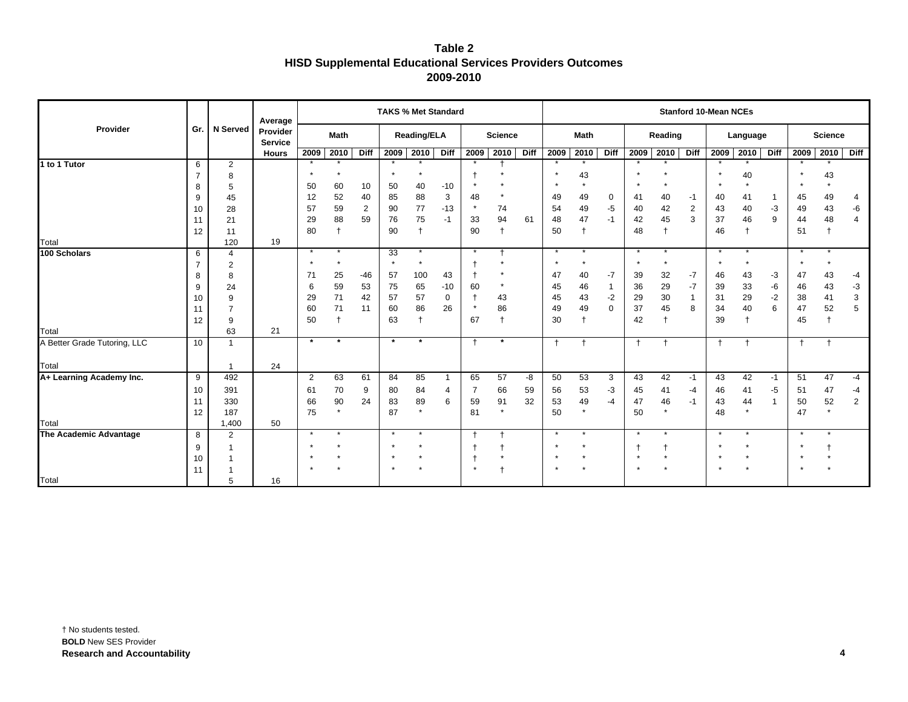# Table 2
## HISD Supplemental Educational Services Providers Outcomes
## 2009-2010

| Provider | Gr. | N Served | Average Provider Service Hours | TAKS % Met Standard | | | | | | | | | Stanford 10-Mean NCEs | | | | | | | | | | | |
|---|---|---|---|---|---|---|---|---|---|---|---|---|---|---|---|---|---|---|---|---|---|---|---|---|
| | | | | Math | | | Reading/ELA | | | Science | | | Math | | | Reading | | | Language | | | Science | | |
| | | | | 2009 | 2010 | Diff | 2009 | 2010 | Diff | 2009 | 2010 | Diff | 2009 | 2010 | Diff | 2009 | 2010 | Diff | 2009 | 2010 | Diff | 2009 | 2010 | Diff |
| **1 to 1 Tutor** | 6 | 2 | | * | * | | * | * | | * | † | | * | * | | * | * | | * | * | | * | * | |
| | 7 | 8 | | * | * | | * | * | | † | * | | * | 43 | | * | * | | * | 40 | | * | 43 | |
| | 8 | 5 | | 50 | 60 | 10 | 50 | 40 | -10 | * | * | | * | * | | * | * | | * | * | | * | * | |
| | 9 | 45 | | 12 | 52 | 40 | 85 | 88 | 3 | 48 | * | | 49 | 49 | 0 | 41 | 40 | -1 | 40 | 41 | 1 | 45 | 49 | 4 |
| | 10 | 28 | | 57 | 59 | 2 | 90 | 77 | -13 | * | 74 | | 54 | 49 | -5 | 40 | 42 | 2 | 43 | 40 | -3 | 49 | 43 | -6 |
| | 11 | 21 | | 29 | 88 | 59 | 76 | 75 | -1 | 33 | 94 | 61 | 48 | 47 | -1 | 42 | 45 | 3 | 37 | 46 | 9 | 44 | 48 | 4 |
| | 12 | 11 | | 80 | † | | 90 | † | | 90 | † | | 50 | † | | 48 | † | | 46 | † | | 51 | † | |
| Total | | 120 | 19 | | | | | | | | | | | | | | | | | | | | | |
| **100 Scholars** | 6 | 4 | | * | * | | 33 | * | | * | † | | * | * | | * | * | | * | * | | * | * | |
| | 7 | 2 | | * | * | | * | * | | † | * | | * | * | | * | * | | * | * | | * | * | |
| | 8 | 8 | | 71 | 25 | -46 | 57 | 100 | 43 | † | * | | 47 | 40 | -7 | 39 | 32 | -7 | 46 | 43 | -3 | 47 | 43 | -4 |
| | 9 | 24 | | 6 | 59 | 53 | 75 | 65 | -10 | 60 | * | | 45 | 46 | 1 | 36 | 29 | -7 | 39 | 33 | -6 | 46 | 43 | -3 |
| | 10 | 9 | | 29 | 71 | 42 | 57 | 57 | 0 | † | 43 | | 45 | 43 | -2 | 29 | 30 | 1 | 31 | 29 | -2 | 38 | 41 | 3 |
| | 11 | 7 | | 60 | 71 | 11 | 60 | 86 | 26 | * | 86 | | 49 | 49 | 0 | 37 | 45 | 8 | 34 | 40 | 6 | 47 | 52 | 5 |
| | 12 | 9 | | 50 | † | | 63 | † | | 67 | † | | 30 | † | | 42 | † | | 39 | † | | 45 | † | |
| Total | | 63 | 21 | | | | | | | | | | | | | | | | | | | | | |
| A Better Grade Tutoring, LLC | 10 | 1 | | * | * | | * | * | | † | * | | † | † | | † | † | | † | † | | † | † | |
| Total | | 1 | 24 | | | | | | | | | | | | | | | | | | | | | |
| **A+ Learning Academy Inc.** | 9 | 492 | | 2 | 63 | 61 | 84 | 85 | 1 | 65 | 57 | -8 | 50 | 53 | 3 | 43 | 42 | -1 | 43 | 42 | -1 | 51 | 47 | -4 |
| | 10 | 391 | | 61 | 70 | 9 | 80 | 84 | 4 | 7 | 66 | 59 | 56 | 53 | -3 | 45 | 41 | -4 | 46 | 41 | -5 | 51 | 47 | -4 |
| | 11 | 330 | | 66 | 90 | 24 | 83 | 89 | 6 | 59 | 91 | 32 | 53 | 49 | -4 | 47 | 46 | -1 | 43 | 44 | 1 | 50 | 52 | 2 |
| | 12 | 187 | | 75 | * | | 87 | * | | 81 | * | | 50 | * | | 50 | * | | 48 | * | | 47 | * | |
| Total | | 1,400 | 50 | | | | | | | | | | | | | | | | | | | | | |
| **The Academic Advantage** | 8 | 2 | | * | * | | * | * | | † | † | | * | * | | * | * | | * | * | | * | * | |
| | 9 | 1 | | * | * | | * | * | | † | † | | * | * | | † | † | | * | * | | * | † | |
| | 10 | 1 | | * | * | | * | * | | † | * | | * | * | | * | * | | * | * | | * | * | |
| | 11 | 1 | | * | * | | * | * | | * | † | | * | * | | * | * | | * | * | | * | * | |
| Total | | 5 | 16 | | | | | | | | | | | | | | | | | | | | | |

† No students tested.

**BOLD** New SES Provider

**Research and Accountability**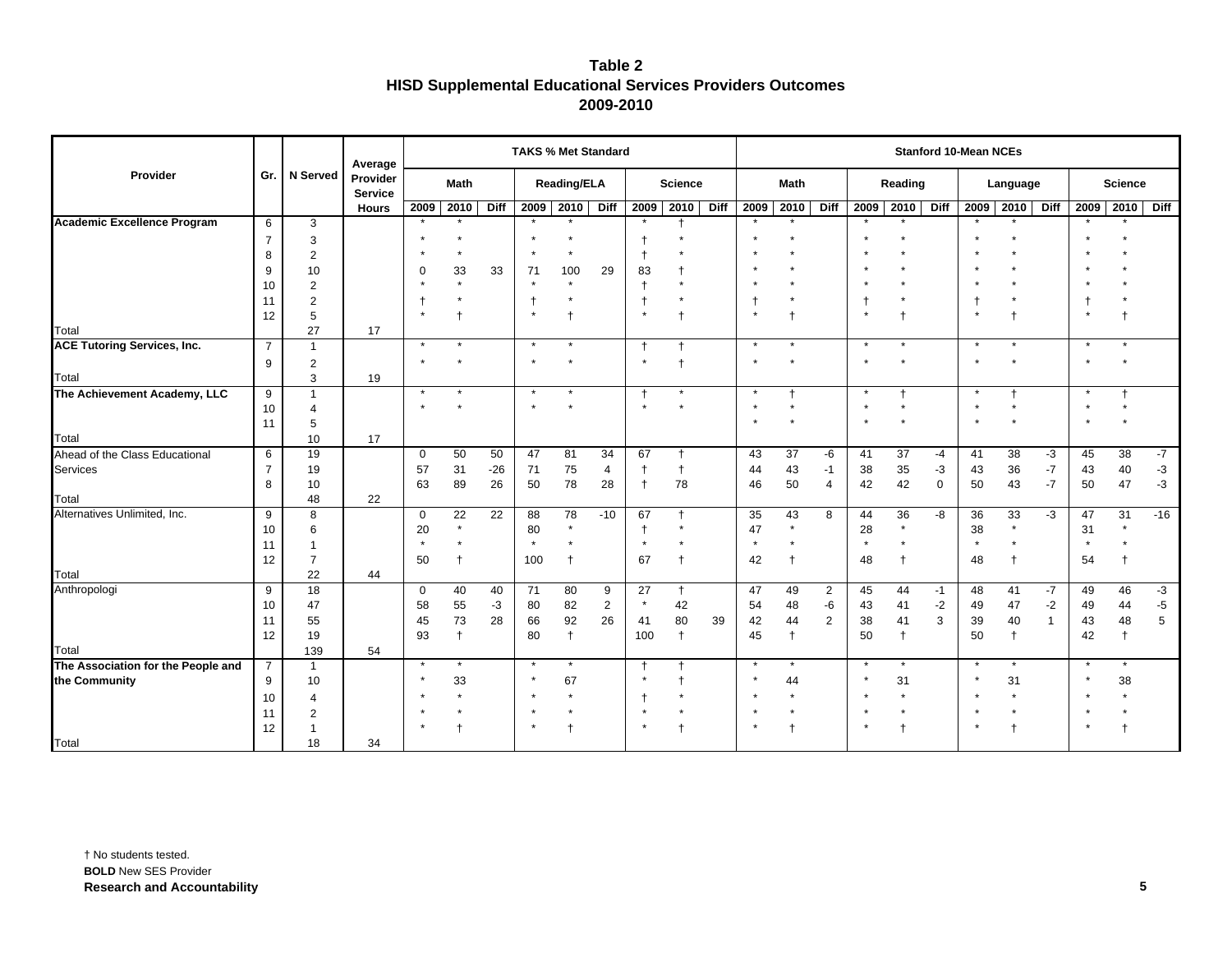# Table 2
## HISD Supplemental Educational Services Providers Outcomes
## 2009-2010

| Provider | Gr. | N Served | Average Provider Service Hours | TAKS % Met Standard | | | | | | | | | Stanford 10-Mean NCEs | | | | | | | | | | | |
|---|---|---|---|---|---|---|---|---|---|---|---|---|---|---|---|---|---|---|---|---|---|---|---|---|
| | | | | Math | | | Reading/ELA | | | Science | | | Math | | | Reading | | | Language | | | Science | | |
| | | | | 2009 | 2010 | Diff | 2009 | 2010 | Diff | 2009 | 2010 | Diff | 2009 | 2010 | Diff | 2009 | 2010 | Diff | 2009 | 2010 | Diff | 2009 | 2010 | Diff |
| **Academic Excellence Program** | 6 | 3 | | * | * | | * | * | | * | † | | * | * | | * | * | | * | * | | * | * | |
| | 7 | 3 | | * | * | | * | * | | † | * | | * | * | | * | * | | * | * | | * | * | |
| | 8 | 2 | | * | * | | * | * | | † | * | | * | * | | * | * | | * | * | | * | * | |
| | 9 | 10 | | 0 | 33 | 33 | 71 | 100 | 29 | 83 | † | | * | * | | * | * | | * | * | | * | * | |
| | 10 | 2 | | * | * | | * | * | | † | * | | * | * | | * | * | | * | * | | * | * | |
| | 11 | 2 | | † | * | | † | * | | † | * | | † | * | | † | * | | † | * | | † | * | |
| | 12 | 5 | | * | † | | * | † | | * | † | | * | † | | * | † | | * | † | | * | † | |
| Total | | 27 | 17 | | | | | | | | | | | | | | | | | | | | | |
| **ACE Tutoring Services, Inc.** | 7 | 1 | | * | * | | * | * | | † | † | | * | * | | * | * | | * | * | | * | * | |
| | 9 | 2 | | * | * | | * | * | | * | † | | * | * | | * | * | | * | * | | * | * | |
| Total | | 3 | 19 | | | | | | | | | | | | | | | | | | | | | |
| **The Achievement Academy, LLC** | 9 | 1 | | * | * | | * | * | | † | * | | * | † | | * | † | | * | † | | * | † | |
| | 10 | 4 | | * | * | | * | * | | * | * | | * | * | | * | * | | * | * | | * | * | |
| | 11 | 5 | | | | | | | | | | | * | * | | * | * | | * | * | | * | * | |
| Total | | 10 | 17 | | | | | | | | | | | | | | | | | | | | | |
| Ahead of the Class Educational Services | 6 | 19 | | 0 | 50 | 50 | 47 | 81 | 34 | 67 | † | | 43 | 37 | -6 | 41 | 37 | -4 | 41 | 38 | -3 | 45 | 38 | -7 |
| | 7 | 19 | | 57 | 31 | -26 | 71 | 75 | 4 | † | † | | 44 | 43 | -1 | 38 | 35 | -3 | 43 | 36 | -7 | 43 | 40 | -3 |
| | 8 | 10 | | 63 | 89 | 26 | 50 | 78 | 28 | † | 78 | | 46 | 50 | 4 | 42 | 42 | 0 | 50 | 43 | -7 | 50 | 47 | -3 |
| Total | | 48 | 22 | | | | | | | | | | | | | | | | | | | | | |
| Alternatives Unlimited, Inc. | 9 | 8 | | 0 | 22 | 22 | 88 | 78 | -10 | 67 | † | | 35 | 43 | 8 | 44 | 36 | -8 | 36 | 33 | -3 | 47 | 31 | -16 |
| | 10 | 6 | | 20 | * | | 80 | * | | † | * | | 47 | * | | 28 | * | | 38 | * | | 31 | * | |
| | 11 | 1 | | * | * | | * | * | | * | * | | * | * | | * | * | | * | * | | * | * | |
| | 12 | 7 | | 50 | † | | 100 | † | | 67 | † | | 42 | † | | 48 | † | | 48 | † | | 54 | † | |
| Total | | 22 | 44 | | | | | | | | | | | | | | | | | | | | | |
| Anthropologi | 9 | 18 | | 0 | 40 | 40 | 71 | 80 | 9 | 27 | † | | 47 | 49 | 2 | 45 | 44 | -1 | 48 | 41 | -7 | 49 | 46 | -3 |
| | 10 | 47 | | 58 | 55 | -3 | 80 | 82 | 2 | * | 42 | | 54 | 48 | -6 | 43 | 41 | -2 | 49 | 47 | -2 | 49 | 44 | -5 |
| | 11 | 55 | | 45 | 73 | 28 | 66 | 92 | 26 | 41 | 80 | 39 | 42 | 44 | 2 | 38 | 41 | 3 | 39 | 40 | 1 | 43 | 48 | 5 |
| | 12 | 19 | | 93 | † | | 80 | † | | 100 | † | | 45 | † | | 50 | † | | 50 | † | | 42 | † | |
| Total | | 139 | 54 | | | | | | | | | | | | | | | | | | | | | |
| **The Association for the People and the Community** | 7 | 1 | | * | * | | * | * | | † | † | | * | * | | * | * | | * | * | | * | * | |
| | 9 | 10 | | * | 33 | | * | 67 | | * | † | | * | 44 | | * | 31 | | * | 31 | | * | 38 | |
| | 10 | 4 | | * | * | | * | * | | † | * | | * | * | | * | * | | * | * | | * | * | |
| | 11 | 2 | | * | * | | * | * | | * | * | | * | * | | * | * | | * | * | | * | * | |
| | 12 | 1 | | * | † | | * | † | | * | † | | * | † | | * | † | | * | † | | * | † | |
| Total | | 18 | 34 | | | | | | | | | | | | | | | | | | | | | |

† No students tested.
**BOLD** New SES Provider
**Research and Accountability**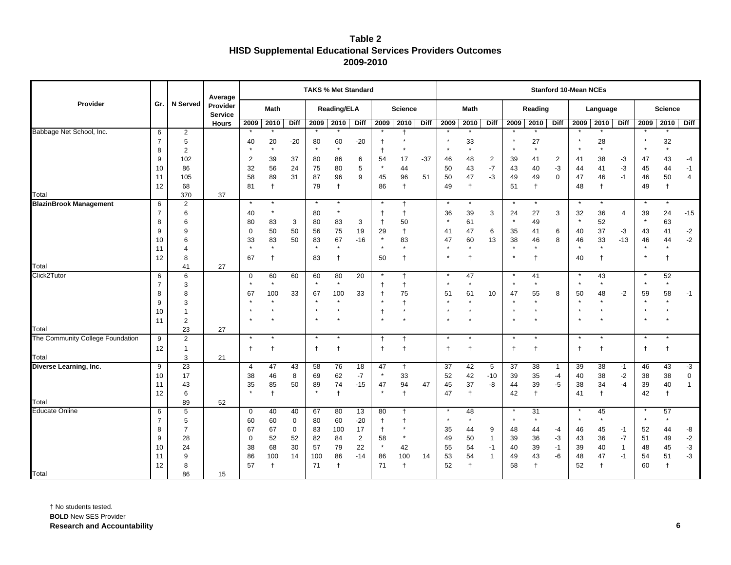# Table 2
## HISD Supplemental Educational Services Providers Outcomes
## 2009-2010

| Provider | Gr. | N Served | Average Provider Service Hours | TAKS % Met Standard | | | | | | | | | Stanford 10-Mean NCEs | | | | | | | | | | | |
|---|---|---|---|---|---|---|---|---|---|---|---|---|---|---|---|---|---|---|---|---|---|---|---|---|
| | | | | Math | | | Reading/ELA | | | Science | | | Math | | | Reading | | | Language | | | Science | | |
| | | | | 2009 | 2010 | Diff | 2009 | 2010 | Diff | 2009 | 2010 | Diff | 2009 | 2010 | Diff | 2009 | 2010 | Diff | 2009 | 2010 | Diff | 2009 | 2010 | Diff |
| Babbage Net School, Inc. | 6 | 2 | | * | * | | * | * | | * | † | | * | * | | * | * | | * | * | | * | * | |
| | 7 | 5 | | 40 | 20 | -20 | 80 | 60 | -20 | † | * | | * | 33 | | * | 27 | | * | 28 | | * | 32 | |
| | 8 | 2 | | * | * | | * | * | | † | * | | * | * | | * | * | | * | * | | * | * | |
| | 9 | 102 | | 2 | 39 | 37 | 80 | 86 | 6 | 54 | 17 | -37 | 46 | 48 | 2 | 39 | 41 | 2 | 41 | 38 | -3 | 47 | 43 | -4 |
| | 10 | 86 | | 32 | 56 | 24 | 75 | 80 | 5 | * | 44 | | 50 | 43 | -7 | 43 | 40 | -3 | 44 | 41 | -3 | 45 | 44 | -1 |
| | 11 | 105 | | 58 | 89 | 31 | 87 | 96 | 9 | 45 | 96 | 51 | 50 | 47 | -3 | 49 | 49 | 0 | 47 | 46 | -1 | 46 | 50 | 4 |
| | 12 | 68 | | 81 | † | | 79 | † | | 86 | † | | 49 | † | | 51 | † | | 48 | † | | 49 | † | |
| Total | | 370 | 37 | | | | | | | | | | | | | | | | | | | | | |
| **BlazinBrook Management** | 6 | 2 | | * | * | | * | * | | * | † | | * | * | | * | * | | * | * | | * | * | |
| | 7 | 6 | | 40 | * | | 80 | * | | † | † | | 36 | 39 | 3 | 24 | 27 | 3 | 32 | 36 | 4 | 39 | 24 | -15 |
| | 8 | 6 | | 80 | 83 | 3 | 80 | 83 | 3 | † | 50 | | * | 61 | | * | 49 | | * | 52 | | * | 63 | |
| | 9 | 9 | | 0 | 50 | 50 | 56 | 75 | 19 | 29 | † | | 41 | 47 | 6 | 35 | 41 | 6 | 40 | 37 | -3 | 43 | 41 | -2 |
| | 10 | 6 | | 33 | 83 | 50 | 83 | 67 | -16 | * | 83 | | 47 | 60 | 13 | 38 | 46 | 8 | 46 | 33 | -13 | 46 | 44 | -2 |
| | 11 | 4 | | * | * | | * | * | | * | * | | * | * | | * | * | | * | * | | * | * | |
| | 12 | 8 | | 67 | † | | 83 | † | | 50 | † | | * | † | | * | † | | 40 | † | | * | † | |
| Total | | 41 | 27 | | | | | | | | | | | | | | | | | | | | | |
| Click2Tutor | 6 | 6 | | 0 | 60 | 60 | 60 | 80 | 20 | * | † | | * | 47 | | * | 41 | | * | 43 | | * | 52 | |
| | 7 | 3 | | * | * | | * | * | | † | † | | * | * | | * | * | | * | * | | * | * | |
| | 8 | 8 | | 67 | 100 | 33 | 67 | 100 | 33 | † | 75 | | 51 | 61 | 10 | 47 | 55 | 8 | 50 | 48 | -2 | 59 | 58 | -1 |
| | 9 | 3 | | * | * | | * | * | | * | † | | * | * | | * | * | | * | * | | * | * | |
| | 10 | 1 | | * | * | | * | * | | † | * | | * | * | | * | * | | * | * | | * | * | |
| | 11 | 2 | | * | * | | * | * | | * | * | | * | * | | * | * | | * | * | | * | * | |
| Total | | 23 | 27 | | | | | | | | | | | | | | | | | | | | | |
| The Community College Foundation | 9 | 2 | | * | * | | * | * | | † | † | | * | * | | * | * | | * | * | | * | * | |
| | 12 | 1 | | † | † | | † | † | | † | † | | † | † | | † | † | | † | † | | † | † | |
| Total | | 3 | 21 | | | | | | | | | | | | | | | | | | | | | |
| **Diverse Learning, Inc.** | 9 | 23 | | 4 | 47 | 43 | 58 | 76 | 18 | 47 | † | | 37 | 42 | 5 | 37 | 38 | 1 | 39 | 38 | -1 | 46 | 43 | -3 |
| | 10 | 17 | | 38 | 46 | 8 | 69 | 62 | -7 | * | 33 | | 52 | 42 | -10 | 39 | 35 | -4 | 40 | 38 | -2 | 38 | 38 | 0 |
| | 11 | 43 | | 35 | 85 | 50 | 89 | 74 | -15 | 47 | 94 | 47 | 45 | 37 | -8 | 44 | 39 | -5 | 38 | 34 | -4 | 39 | 40 | 1 |
| | 12 | 6 | | * | † | | * | † | | * | † | | 47 | † | | 42 | † | | 41 | † | | 42 | † | |
| Total | | 89 | 52 | | | | | | | | | | | | | | | | | | | | | |
| Educate Online | 6 | 5 | | 0 | 40 | 40 | 67 | 80 | 13 | 80 | † | | * | 48 | | * | 31 | | * | 45 | | * | 57 | |
| | 7 | 5 | | 60 | 60 | 0 | 80 | 60 | -20 | † | † | | * | * | | * | * | | * | * | | * | * | |
| | 8 | 7 | | 67 | 67 | 0 | 83 | 100 | 17 | † | * | | 35 | 44 | 9 | 48 | 44 | -4 | 46 | 45 | -1 | 52 | 44 | -8 |
| | 9 | 28 | | 0 | 52 | 52 | 82 | 84 | 2 | 58 | * | | 49 | 50 | 1 | 39 | 36 | -3 | 43 | 36 | -7 | 51 | 49 | -2 |
| | 10 | 24 | | 38 | 68 | 30 | 57 | 79 | 22 | * | 42 | | 55 | 54 | -1 | 40 | 39 | -1 | 39 | 40 | 1 | 48 | 45 | -3 |
| | 11 | 9 | | 86 | 100 | 14 | 100 | 86 | -14 | 86 | 100 | 14 | 53 | 54 | 1 | 49 | 43 | -6 | 48 | 47 | -1 | 54 | 51 | -3 |
| | 12 | 8 | | 57 | † | | 71 | † | | 71 | † | | 52 | † | | 58 | † | | 52 | † | | 60 | † | |
| Total | | 86 | 15 | | | | | | | | | | | | | | | | | | | | | |

† No students tested.
**BOLD** New SES Provider
**Research and Accountability**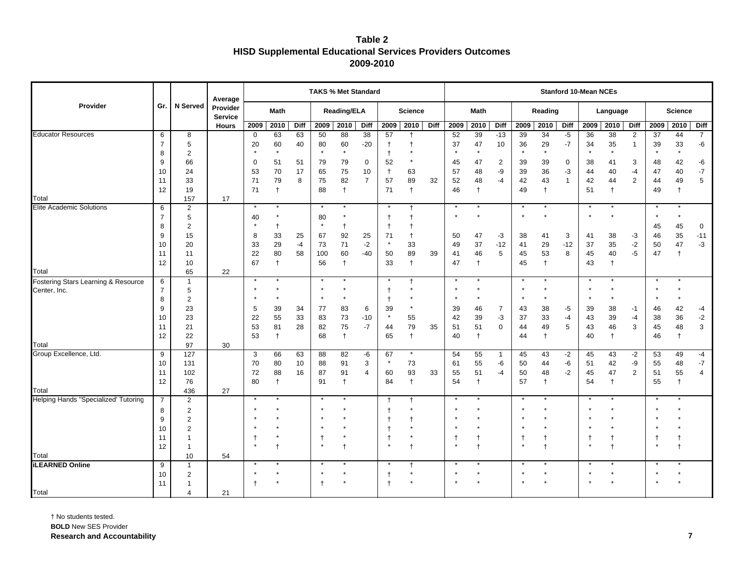# Table 2
## HISD Supplemental Educational Services Providers Outcomes
## 2009-2010

| Provider | Gr. | N Served | Average Provider Service Hours | TAKS % Met Standard | | | | | | | | | Stanford 10-Mean NCEs | | | | | | | | | | | |
|---|---|---|---|---|---|---|---|---|---|---|---|---|---|---|---|---|---|---|---|---|---|---|---|---|
| | | | | Math | | | Reading/ELA | | | Science | | | Math | | | Reading | | | Language | | | Science | | |
| | | | | 2009 | 2010 | Diff | 2009 | 2010 | Diff | 2009 | 2010 | Diff | 2009 | 2010 | Diff | 2009 | 2010 | Diff | 2009 | 2010 | Diff | 2009 | 2010 | Diff |
| Educator Resources | 6 | 8 | | 0 | 63 | 63 | 50 | 88 | 38 | 57 | † | | 52 | 39 | -13 | 39 | 34 | -5 | 36 | 38 | 2 | 37 | 44 | 7 |
| | 7 | 5 | | 20 | 60 | 40 | 80 | 60 | -20 | † | † | | 37 | 47 | 10 | 36 | 29 | -7 | 34 | 35 | 1 | 39 | 33 | -6 |
| | 8 | 2 | | * | * | | * | * | | † | * | | * | * | | * | * | | * | * | | * | * | |
| | 9 | 66 | | 0 | 51 | 51 | 79 | 79 | 0 | 52 | * | | 45 | 47 | 2 | 39 | 39 | 0 | 38 | 41 | 3 | 48 | 42 | -6 |
| | 10 | 24 | | 53 | 70 | 17 | 65 | 75 | 10 | † | 63 | | 57 | 48 | -9 | 39 | 36 | -3 | 44 | 40 | -4 | 47 | 40 | -7 |
| | 11 | 33 | | 71 | 79 | 8 | 75 | 82 | 7 | 57 | 89 | 32 | 52 | 48 | -4 | 42 | 43 | 1 | 42 | 44 | 2 | 44 | 49 | 5 |
| | 12 | 19 | | 71 | † | | 88 | † | | 71 | † | | 46 | † | | 49 | † | | 51 | † | | 49 | † | |
| Total | | 157 | 17 | | | | | | | | | | | | | | | | | | | | | |
| Elite Academic Solutions | 6 | 2 | | * | * | | * | * | | * | † | | * | * | | * | * | | * | * | | * | * | |
| | 7 | 5 | | 40 | * | | 80 | * | | † | † | | * | * | | * | * | | * | * | | * | * | |
| | 8 | 2 | | * | † | | * | † | | † | † | | | | | | | | | | | 45 | 45 | 0 |
| | 9 | 15 | | 8 | 33 | 25 | 67 | 92 | 25 | 71 | † | | 50 | 47 | -3 | 38 | 41 | 3 | 41 | 38 | -3 | 46 | 35 | -11 |
| | 10 | 20 | | 33 | 29 | -4 | 73 | 71 | -2 | * | 33 | | 49 | 37 | -12 | 41 | 29 | -12 | 37 | 35 | -2 | 50 | 47 | -3 |
| | 11 | 11 | | 22 | 80 | 58 | 100 | 60 | -40 | 50 | 89 | 39 | 41 | 46 | 5 | 45 | 53 | 8 | 45 | 40 | -5 | 47 | † | |
| | 12 | 10 | | 67 | † | | 56 | † | | 33 | † | | 47 | † | | 45 | † | | 43 | † | | | | |
| Total | | 65 | 22 | | | | | | | | | | | | | | | | | | | | | |
| Fostering Stars Learning & Resource Center, Inc. | 6 | 1 | | * | * | | * | * | | * | † | | * | * | | * | * | | * | * | | * | * | |
| | 7 | 5 | | * | * | | * | * | | † | * | | * | * | | * | * | | * | * | | * | * | |
| | 8 | 2 | | * | * | | * | * | | † | * | | * | * | | * | * | | * | * | | * | * | |
| | 9 | 23 | | 5 | 39 | 34 | 77 | 83 | 6 | 39 | * | | 39 | 46 | 7 | 43 | 38 | -5 | 39 | 38 | -1 | 46 | 42 | -4 |
| | 10 | 23 | | 22 | 55 | 33 | 83 | 73 | -10 | * | 55 | | 42 | 39 | -3 | 37 | 33 | -4 | 43 | 39 | -4 | 38 | 36 | -2 |
| | 11 | 21 | | 53 | 81 | 28 | 82 | 75 | -7 | 44 | 79 | 35 | 51 | 51 | 0 | 44 | 49 | 5 | 43 | 46 | 3 | 45 | 48 | 3 |
| | 12 | 22 | | 53 | † | | 68 | † | | 65 | † | | 40 | † | | 44 | † | | 40 | † | | 46 | † | |
| Total | | 97 | 30 | | | | | | | | | | | | | | | | | | | | | |
| Group Excellence, Ltd. | 9 | 127 | | 3 | 66 | 63 | 88 | 82 | -6 | 67 | * | | 54 | 55 | 1 | 45 | 43 | -2 | 45 | 43 | -2 | 53 | 49 | -4 |
| | 10 | 131 | | 70 | 80 | 10 | 88 | 91 | 3 | * | 73 | | 61 | 55 | -6 | 50 | 44 | -6 | 51 | 42 | -9 | 55 | 48 | -7 |
| | 11 | 102 | | 72 | 88 | 16 | 87 | 91 | 4 | 60 | 93 | 33 | 55 | 51 | -4 | 50 | 48 | -2 | 45 | 47 | 2 | 51 | 55 | 4 |
| | 12 | 76 | | 80 | † | | 91 | † | | 84 | † | | 54 | † | | 57 | † | | 54 | † | | 55 | † | |
| Total | | 436 | 27 | | | | | | | | | | | | | | | | | | | | | |
| Helping Hands "Specialized' Tutoring | 7 | 2 | | * | * | | * | * | | † | † | | * | * | | * | * | | * | * | | * | * | |
| | 8 | 2 | | * | * | | * | * | | † | * | | * | * | | * | * | | * | * | | * | * | |
| | 9 | 2 | | * | * | | * | * | | † | † | | * | * | | * | * | | * | * | | * | * | |
| | 10 | 2 | | * | * | | * | * | | † | * | | * | * | | * | * | | * | * | | * | * | |
| | 11 | 1 | | † | * | | † | * | | † | * | | † | † | | † | † | | † | † | | † | † | |
| | 12 | 1 | | * | † | | * | † | | * | † | | * | † | | * | † | | * | † | | * | † | |
| Total | | 10 | 54 | | | | | | | | | | | | | | | | | | | | | |
| **iLEARNED Online** | 9 | 1 | | * | * | | * | * | | * | † | | * | * | | * | * | | * | * | | * | * | |
| | 10 | 2 | | * | * | | * | * | | † | * | | * | * | | * | * | | * | * | | * | * | |
| | 11 | 1 | | † | * | | † | * | | † | * | | * | * | | * | * | | * | * | | * | * | |
| Total | | 4 | 21 | | | | | | | | | | | | | | | | | | | | | |

† No students tested.
**BOLD** New SES Provider
**Research and Accountability**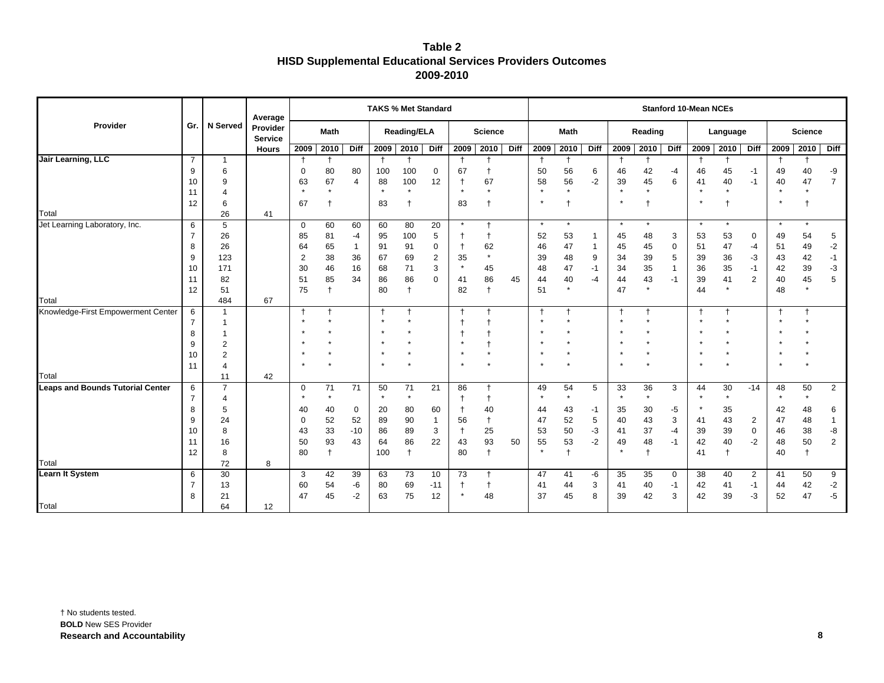# Table 2
## HISD Supplemental Educational Services Providers Outcomes
## 2009-2010

| Provider | Gr. | N Served | Average Provider Service Hours | TAKS % Met Standard | | | | | | | | | Stanford 10-Mean NCEs | | | | | | | | | | | |
|---|---|---|---|---|---|---|---|---|---|---|---|---|---|---|---|---|---|---|---|---|---|---|---|---|
| | | | | Math | | | Reading/ELA | | | Science | | | Math | | | Reading | | | Language | | | Science | | |
| | | | | 2009 | 2010 | Diff | 2009 | 2010 | Diff | 2009 | 2010 | Diff | 2009 | 2010 | Diff | 2009 | 2010 | Diff | 2009 | 2010 | Diff | 2009 | 2010 | Diff |
| **Jair Learning, LLC** | 7 | 1 | | † | † | | † | † | | † | † | | † | † | | † | † | | † | † | | † | † | |
| | 9 | 6 | | 0 | 80 | 80 | 100 | 100 | 0 | 67 | † | | 50 | 56 | 6 | 46 | 42 | -4 | 46 | 45 | -1 | 49 | 40 | -9 |
| | 10 | 9 | | 63 | 67 | 4 | 88 | 100 | 12 | † | 67 | | 58 | 56 | -2 | 39 | 45 | 6 | 41 | 40 | -1 | 40 | 47 | 7 |
| | 11 | 4 | | * | * | | * | * | | * | * | | * | * | | * | * | | * | * | | * | * | |
| | 12 | 6 | | 67 | † | | 83 | † | | 83 | † | | * | † | | * | † | | * | † | | * | † | |
| Total | | 26 | 41 | | | | | | | | | | | | | | | | | | | | | |
| Jet Learning Laboratory, Inc. | 6 | 5 | | 0 | 60 | 60 | 60 | 80 | 20 | * | † | | * | * | | * | * | | * | * | | * | * | |
| | 7 | 26 | | 85 | 81 | -4 | 95 | 100 | 5 | † | † | | 52 | 53 | 1 | 45 | 48 | 3 | 53 | 53 | 0 | 49 | 54 | 5 |
| | 8 | 26 | | 64 | 65 | 1 | 91 | 91 | 0 | † | 62 | | 46 | 47 | 1 | 45 | 45 | 0 | 51 | 47 | -4 | 51 | 49 | -2 |
| | 9 | 123 | | 2 | 38 | 36 | 67 | 69 | 2 | 35 | * | | 39 | 48 | 9 | 34 | 39 | 5 | 39 | 36 | -3 | 43 | 42 | -1 |
| | 10 | 171 | | 30 | 46 | 16 | 68 | 71 | 3 | * | 45 | | 48 | 47 | -1 | 34 | 35 | 1 | 36 | 35 | -1 | 42 | 39 | -3 |
| | 11 | 82 | | 51 | 85 | 34 | 86 | 86 | 0 | 41 | 86 | 45 | 44 | 40 | -4 | 44 | 43 | -1 | 39 | 41 | 2 | 40 | 45 | 5 |
| | 12 | 51 | | 75 | † | | 80 | † | | 82 | † | | 51 | * | | 47 | * | | 44 | * | | 48 | * | |
| Total | | 484 | 67 | | | | | | | | | | | | | | | | | | | | | |
| Knowledge-First Empowerment Center | 6 | 1 | | † | † | | † | † | | † | † | | † | † | | † | † | | † | † | | † | † | |
| | 7 | 1 | | * | * | | * | * | | † | † | | * | * | | * | * | | * | * | | * | * | |
| | 8 | 1 | | * | * | | * | * | | † | † | | * | * | | * | * | | * | * | | * | * | |
| | 9 | 2 | | * | * | | * | * | | * | † | | * | * | | * | * | | * | * | | * | * | |
| | 10 | 2 | | * | * | | * | * | | * | * | | * | * | | * | * | | * | * | | * | * | |
| | 11 | 4 | | * | * | | * | * | | * | * | | * | * | | * | * | | * | * | | * | * | |
| Total | | 11 | 42 | | | | | | | | | | | | | | | | | | | | | |
| **Leaps and Bounds Tutorial Center** | 6 | 7 | | 0 | 71 | 71 | 50 | 71 | 21 | 86 | † | | 49 | 54 | 5 | 33 | 36 | 3 | 44 | 30 | -14 | 48 | 50 | 2 |
| | 7 | 4 | | * | * | | * | * | | † | † | | * | * | | * | * | | * | * | | * | * | |
| | 8 | 5 | | 40 | 40 | 0 | 20 | 80 | 60 | † | 40 | | 44 | 43 | -1 | 35 | 30 | -5 | * | 35 | | 42 | 48 | 6 |
| | 9 | 24 | | 0 | 52 | 52 | 89 | 90 | 1 | 56 | † | | 47 | 52 | 5 | 40 | 43 | 3 | 41 | 43 | 2 | 47 | 48 | 1 |
| | 10 | 8 | | 43 | 33 | -10 | 86 | 89 | 3 | † | 25 | | 53 | 50 | -3 | 41 | 37 | -4 | 39 | 39 | 0 | 46 | 38 | -8 |
| | 11 | 16 | | 50 | 93 | 43 | 64 | 86 | 22 | 43 | 93 | 50 | 55 | 53 | -2 | 49 | 48 | -1 | 42 | 40 | -2 | 48 | 50 | 2 |
| | 12 | 8 | | 80 | † | | 100 | † | | 80 | † | | * | † | | * | † | | 41 | † | | 40 | † | |
| Total | | 72 | 8 | | | | | | | | | | | | | | | | | | | | | |
| **Learn It System** | 6 | 30 | | 3 | 42 | 39 | 63 | 73 | 10 | 73 | † | | 47 | 41 | -6 | 35 | 35 | 0 | 38 | 40 | 2 | 41 | 50 | 9 |
| | 7 | 13 | | 60 | 54 | -6 | 80 | 69 | -11 | † | † | | 41 | 44 | 3 | 41 | 40 | -1 | 42 | 41 | -1 | 44 | 42 | -2 |
| | 8 | 21 | | 47 | 45 | -2 | 63 | 75 | 12 | * | 48 | | 37 | 45 | 8 | 39 | 42 | 3 | 42 | 39 | -3 | 52 | 47 | -5 |
| Total | | 64 | 12 | | | | | | | | | | | | | | | | | | | | | |

† No students tested.
**BOLD** New SES Provider
**Research and Accountability**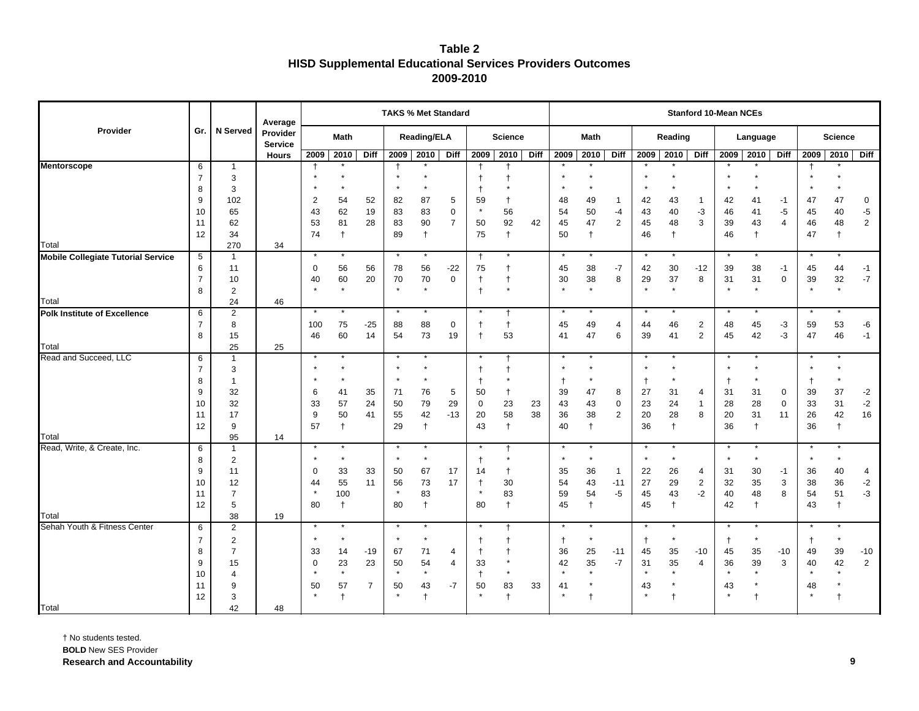# Table 2
## HISD Supplemental Educational Services Providers Outcomes
## 2009-2010

| Provider | Gr. | N Served | Average Provider Service Hours | TAKS % Met Standard | | | | | | | | | Stanford 10-Mean NCEs | | | | | | | | | | | |
|---|---|---|---|---|---|---|---|---|---|---|---|---|---|---|---|---|---|---|---|---|---|---|---|---|
| | | | | Math | | | Reading/ELA | | | Science | | | Math | | | Reading | | | Language | | | Science | | |
| | | | | 2009 | 2010 | Diff | 2009 | 2010 | Diff | 2009 | 2010 | Diff | 2009 | 2010 | Diff | 2009 | 2010 | Diff | 2009 | 2010 | Diff | 2009 | 2010 | Diff |
| **Mentorscope** | 6 | 1 | | † | * | | † | * | | † | † | | * | * | | * | * | | * | * | | † | * | |
| | 7 | 3 | | * | * | | * | * | | † | † | | * | * | | * | * | | * | * | | * | * | |
| | 8 | 3 | | * | * | | * | * | | † | * | | * | * | | * | * | | * | * | | * | * | |
| | 9 | 102 | | 2 | 54 | 52 | 82 | 87 | 5 | 59 | † | | 48 | 49 | 1 | 42 | 43 | 1 | 42 | 41 | -1 | 47 | 47 | 0 |
| | 10 | 65 | | 43 | 62 | 19 | 83 | 83 | 0 | * | 56 | | 54 | 50 | -4 | 43 | 40 | -3 | 46 | 41 | -5 | 45 | 40 | -5 |
| | 11 | 62 | | 53 | 81 | 28 | 83 | 90 | 7 | 50 | 92 | 42 | 45 | 47 | 2 | 45 | 48 | 3 | 39 | 43 | 4 | 46 | 48 | 2 |
| | 12 | 34 | | 74 | † | | 89 | † | | 75 | † | | 50 | † | | 46 | † | | 46 | † | | 47 | † | |
| Total | | 270 | 34 | | | | | | | | | | | | | | | | | | | | | |
| **Mobile Collegiate Tutorial Service** | 5 | 1 | | * | * | | * | * | | † | * | | * | * | | * | * | | * | * | | * | * | |
| | 6 | 11 | | 0 | 56 | 56 | 78 | 56 | -22 | 75 | † | | 45 | 38 | -7 | 42 | 30 | -12 | 39 | 38 | -1 | 45 | 44 | -1 |
| | 7 | 10 | | 40 | 60 | 20 | 70 | 70 | 0 | † | † | | 30 | 38 | 8 | 29 | 37 | 8 | 31 | 31 | 0 | 39 | 32 | -7 |
| | 8 | 2 | | * | * | | * | * | | † | * | | * | * | | * | * | | * | * | | * | * | |
| Total | | 24 | 46 | | | | | | | | | | | | | | | | | | | | | |
| **Polk Institute of Excellence** | 6 | 2 | | * | * | | * | * | | * | † | | * | * | | * | * | | * | * | | * | * | |
| | 7 | 8 | | 100 | 75 | -25 | 88 | 88 | 0 | † | † | | 45 | 49 | 4 | 44 | 46 | 2 | 48 | 45 | -3 | 59 | 53 | -6 |
| | 8 | 15 | | 46 | 60 | 14 | 54 | 73 | 19 | † | 53 | | 41 | 47 | 6 | 39 | 41 | 2 | 45 | 42 | -3 | 47 | 46 | -1 |
| Total | | 25 | 25 | | | | | | | | | | | | | | | | | | | | | |
| Read and Succeed, LLC | 6 | 1 | | * | * | | * | * | | * | † | | * | * | | * | * | | * | * | | * | * | |
| | 7 | 3 | | * | * | | * | * | | † | † | | * | * | | * | * | | * | * | | * | * | |
| | 8 | 1 | | * | * | | * | * | | † | * | | † | * | | † | * | | † | * | | † | * | |
| | 9 | 32 | | 6 | 41 | 35 | 71 | 76 | 5 | 50 | † | | 39 | 47 | 8 | 27 | 31 | 4 | 31 | 31 | 0 | 39 | 37 | -2 |
| | 10 | 32 | | 33 | 57 | 24 | 50 | 79 | 29 | 0 | 23 | 23 | 43 | 43 | 0 | 23 | 24 | 1 | 28 | 28 | 0 | 33 | 31 | -2 |
| | 11 | 17 | | 9 | 50 | 41 | 55 | 42 | -13 | 20 | 58 | 38 | 36 | 38 | 2 | 20 | 28 | 8 | 20 | 31 | 11 | 26 | 42 | 16 |
| | 12 | 9 | | 57 | † | | 29 | † | | 43 | † | | 40 | † | | 36 | † | | 36 | † | | 36 | † | |
| Total | | 95 | 14 | | | | | | | | | | | | | | | | | | | | | |
| Read, Write, & Create, Inc. | 6 | 1 | | * | * | | * | * | | * | † | | * | * | | * | * | | * | * | | * | * | |
| | 8 | 2 | | * | * | | * | * | | † | * | | * | * | | * | * | | * | * | | * | * | |
| | 9 | 11 | | 0 | 33 | 33 | 50 | 67 | 17 | 14 | † | | 35 | 36 | 1 | 22 | 26 | 4 | 31 | 30 | -1 | 36 | 40 | 4 |
| | 10 | 12 | | 44 | 55 | 11 | 56 | 73 | 17 | † | 30 | | 54 | 43 | -11 | 27 | 29 | 2 | 32 | 35 | 3 | 38 | 36 | -2 |
| | 11 | 7 | | * | 100 | | * | 83 | | * | 83 | | 59 | 54 | -5 | 45 | 43 | -2 | 40 | 48 | 8 | 54 | 51 | -3 |
| | 12 | 5 | | 80 | † | | 80 | † | | 80 | † | | 45 | † | | 45 | † | | 42 | † | | 43 | † | |
| Total | | 38 | 19 | | | | | | | | | | | | | | | | | | | | | |
| Sehah Youth & Fitness Center | 6 | 2 | | * | * | | * | * | | * | † | | * | * | | * | * | | * | * | | * | * | |
| | 7 | 2 | | * | * | | * | * | | † | † | | † | * | | † | * | | † | * | | † | * | |
| | 8 | 7 | | 33 | 14 | -19 | 67 | 71 | 4 | † | † | | 36 | 25 | -11 | 45 | 35 | -10 | 45 | 35 | -10 | 49 | 39 | -10 |
| | 9 | 15 | | 0 | 23 | 23 | 50 | 54 | 4 | 33 | * | | 42 | 35 | -7 | 31 | 35 | 4 | 36 | 39 | 3 | 40 | 42 | 2 |
| | 10 | 4 | | * | * | | * | * | | † | * | | * | * | | * | * | | * | * | | * | * | |
| | 11 | 9 | | 50 | 57 | 7 | 50 | 43 | -7 | 50 | 83 | 33 | 41 | * | | 43 | * | | 43 | * | | 48 | * | |
| | 12 | 3 | | * | † | | * | † | | * | † | | * | † | | * | † | | * | † | | * | † | |
| Total | | 42 | 48 | | | | | | | | | | | | | | | | | | | | | |

† No students tested.
**BOLD** New SES Provider
**Research and Accountability**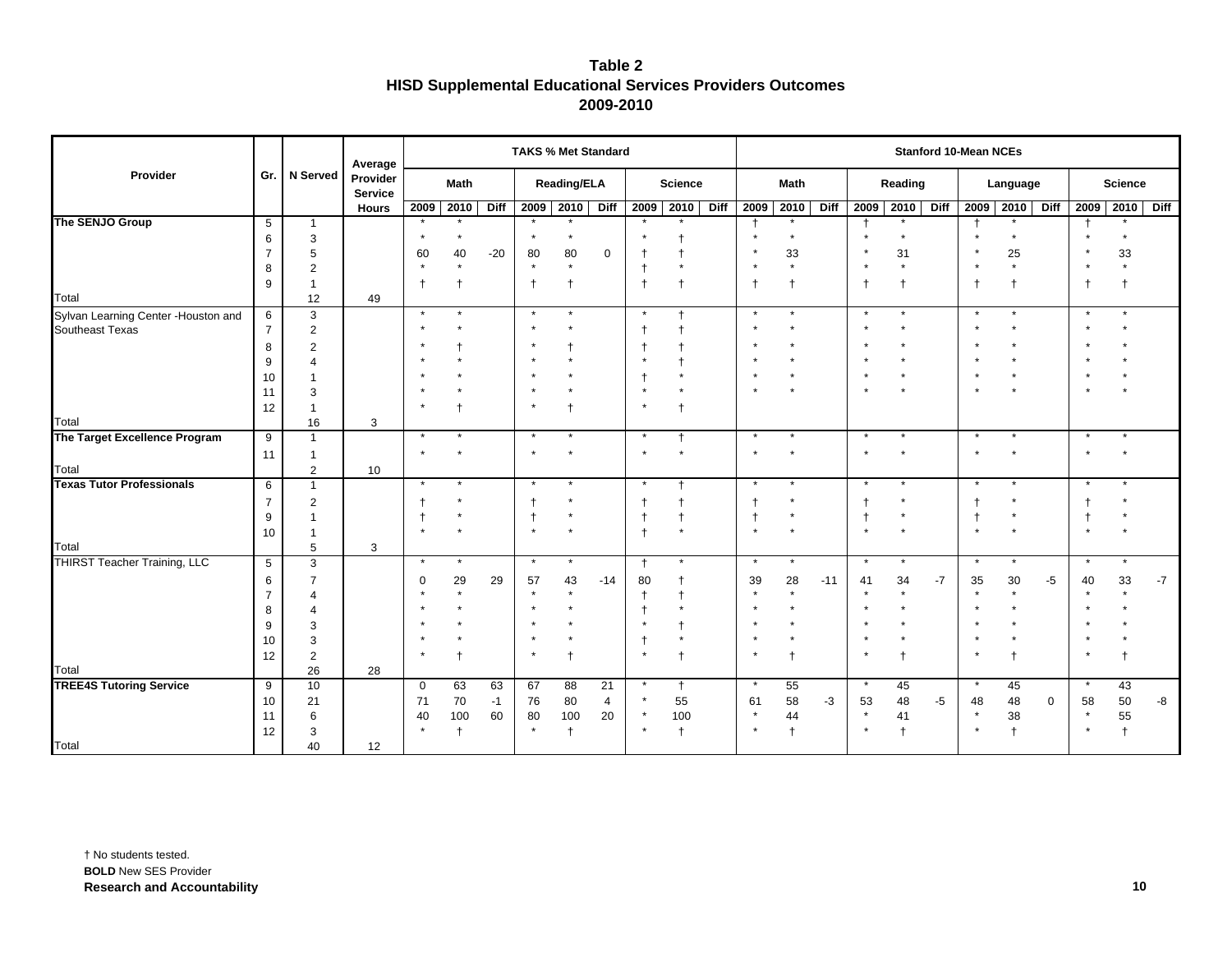# Table 2
## HISD Supplemental Educational Services Providers Outcomes
## 2009-2010

| Provider | Gr. | N Served | Average Provider Service Hours | TAKS % Met Standard | | | | | | | | | Stanford 10-Mean NCEs | | | | | | | | | | | |
|---|---|---|---|---|---|---|---|---|---|---|---|---|---|---|---|---|---|---|---|---|---|---|---|---|
| | | | | Math | | | Reading/ELA | | | Science | | | Math | | | Reading | | | Language | | | Science | | |
| | | | | 2009 | 2010 | Diff | 2009 | 2010 | Diff | 2009 | 2010 | Diff | 2009 | 2010 | Diff | 2009 | 2010 | Diff | 2009 | 2010 | Diff | 2009 | 2010 | Diff |
| **The SENJO Group** | 5 | 1 | | * | * | | * | * | | * | * | | † | * | | † | * | | † | * | | † | * | |
| | 6 | 3 | | * | * | | * | * | | * | † | | * | * | | * | * | | * | * | | * | * | |
| | 7 | 5 | | 60 | 40 | -20 | 80 | 80 | 0 | † | † | | * | 33 | | * | 31 | | * | 25 | | * | 33 | |
| | 8 | 2 | | * | * | | * | * | | † | * | | * | * | | * | * | | * | * | | * | * | |
| | 9 | 1 | | † | † | | † | † | | † | † | | † | † | | † | † | | † | † | | † | † | |
| Total | | 12 | 49 | | | | | | | | | | | | | | | | | | | | | |
| Sylvan Learning Center -Houston and Southeast Texas | 6 | 3 | | * | * | | * | * | | * | † | | * | * | | * | * | | * | * | | * | * | |
| | 7 | 2 | | * | * | | * | * | | † | † | | * | * | | * | * | | * | * | | * | * | |
| | 8 | 2 | | * | † | | * | † | | † | † | | * | * | | * | * | | * | * | | * | * | |
| | 9 | 4 | | * | * | | * | * | | * | † | | * | * | | * | * | | * | * | | * | * | |
| | 10 | 1 | | * | * | | * | * | | † | * | | * | * | | * | * | | * | * | | * | * | |
| | 11 | 3 | | * | * | | * | * | | * | * | | * | * | | * | * | | * | * | | * | * | |
| | 12 | 1 | | * | † | | * | † | | * | † | | | | | | | | | | | | | |
| Total | | 16 | 3 | | | | | | | | | | | | | | | | | | | | | |
| **The Target Excellence Program** | 9 | 1 | | * | * | | * | * | | * | † | | * | * | | * | * | | * | * | | * | * | |
| | 11 | 1 | | * | * | | * | * | | * | * | | * | * | | * | * | | * | * | | * | * | |
| Total | | 2 | 10 | | | | | | | | | | | | | | | | | | | | | |
| **Texas Tutor Professionals** | 6 | 1 | | * | * | | * | * | | * | † | | * | * | | * | * | | * | * | | * | * | |
| | 7 | 2 | | † | * | | † | * | | † | † | | † | * | | † | * | | † | * | | † | * | |
| | 9 | 1 | | † | * | | † | * | | † | † | | † | * | | † | * | | † | * | | † | * | |
| | 10 | 1 | | * | * | | * | * | | † | * | | * | * | | * | * | | * | * | | * | * | |
| Total | | 5 | 3 | | | | | | | | | | | | | | | | | | | | | |
| THIRST Teacher Training, LLC | 5 | 3 | | * | * | | * | * | | † | * | | * | * | | * | * | | * | * | | * | * | |
| | 6 | 7 | | 0 | 29 | 29 | 57 | 43 | -14 | 80 | † | | 39 | 28 | -11 | 41 | 34 | -7 | 35 | 30 | -5 | 40 | 33 | -7 |
| | 7 | 4 | | * | * | | * | * | | † | † | | * | * | | * | * | | * | * | | * | * | |
| | 8 | 4 | | * | * | | * | * | | † | * | | * | * | | * | * | | * | * | | * | * | |
| | 9 | 3 | | * | * | | * | * | | * | † | | * | * | | * | * | | * | * | | * | * | |
| | 10 | 3 | | * | * | | * | * | | † | * | | * | * | | * | * | | * | * | | * | * | |
| | 12 | 2 | | * | † | | * | † | | * | † | | * | † | | * | † | | * | † | | * | † | |
| Total | | 26 | 28 | | | | | | | | | | | | | | | | | | | | | |
| **TREE4S Tutoring Service** | 9 | 10 | | 0 | 63 | 63 | 67 | 88 | 21 | * | † | | * | 55 | | * | 45 | | * | 45 | | * | 43 | |
| | 10 | 21 | | 71 | 70 | -1 | 76 | 80 | 4 | * | 55 | | 61 | 58 | -3 | 53 | 48 | -5 | 48 | 48 | 0 | 58 | 50 | -8 |
| | 11 | 6 | | 40 | 100 | 60 | 80 | 100 | 20 | * | 100 | | * | 44 | | * | 41 | | * | 38 | | * | 55 | |
| | 12 | 3 | | * | † | | * | † | | * | † | | * | † | | * | † | | * | † | | * | † | |
| Total | | 40 | 12 | | | | | | | | | | | | | | | | | | | | | |

† No students tested.
**BOLD** New SES Provider
**Research and Accountability**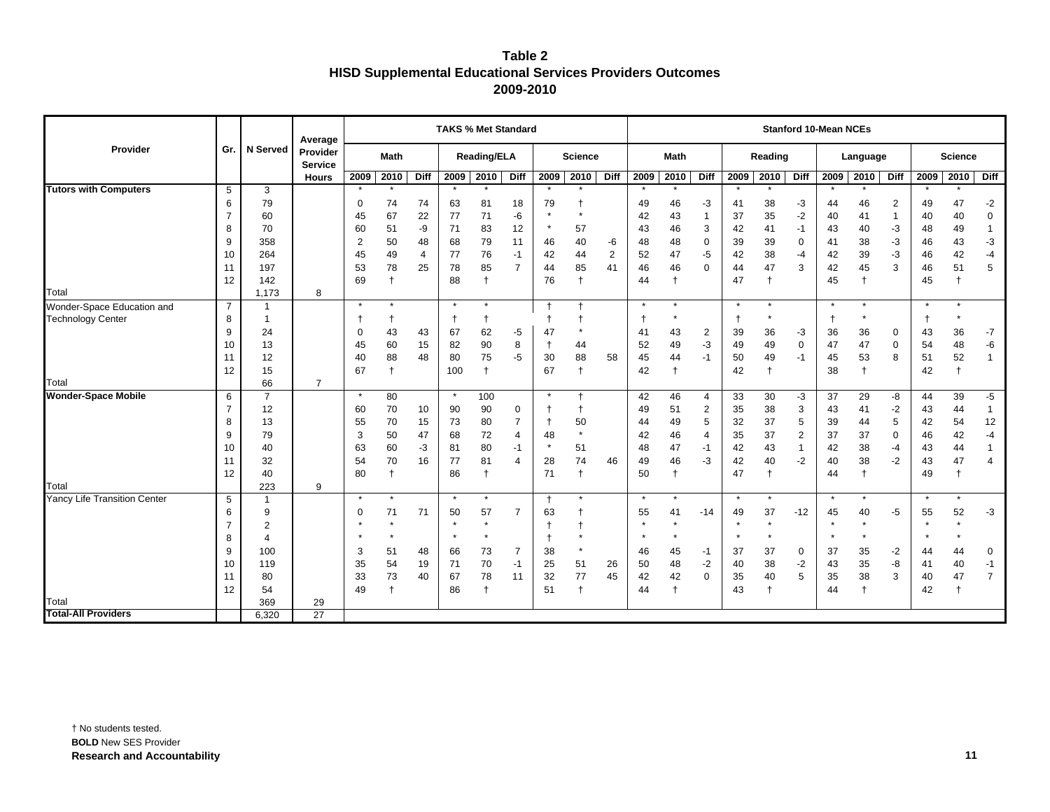# Table 2
## HISD Supplemental Educational Services Providers Outcomes
## 2009-2010

| Provider | Gr. | N Served | Average Provider Service Hours | TAKS % Met Standard | | | | | | | | | Stanford 10-Mean NCEs | | | | | | | | | | | |
|---|---|---|---|---|---|---|---|---|---|---|---|---|---|---|---|---|---|---|---|---|---|---|---|---|
| | | | | Math | | | Reading/ELA | | | Science | | | Math | | | Reading | | | Language | | | Science | | |
| | | | | 2009 | 2010 | Diff | 2009 | 2010 | Diff | 2009 | 2010 | Diff | 2009 | 2010 | Diff | 2009 | 2010 | Diff | 2009 | 2010 | Diff | 2009 | 2010 | Diff |
| **Tutors with Computers** | 5 | 3 | | * | * | | * | * | | * | * | | * | * | | * | * | | * | * | | * | * | |
| | 6 | 79 | | 0 | 74 | 74 | 63 | 81 | 18 | 79 | † | | 49 | 46 | -3 | 41 | 38 | -3 | 44 | 46 | 2 | 49 | 47 | -2 |
| | 7 | 60 | | 45 | 67 | 22 | 77 | 71 | -6 | * | * | | 42 | 43 | 1 | 37 | 35 | -2 | 40 | 41 | 1 | 40 | 40 | 0 |
| | 8 | 70 | | 60 | 51 | -9 | 71 | 83 | 12 | * | 57 | | 43 | 46 | 3 | 42 | 41 | -1 | 43 | 40 | -3 | 48 | 49 | 1 |
| | 9 | 358 | | 2 | 50 | 48 | 68 | 79 | 11 | 46 | 40 | -6 | 48 | 48 | 0 | 39 | 39 | 0 | 41 | 38 | -3 | 46 | 43 | -3 |
| | 10 | 264 | | 45 | 49 | 4 | 77 | 76 | -1 | 42 | 44 | 2 | 52 | 47 | -5 | 42 | 38 | -4 | 42 | 39 | -3 | 46 | 42 | -4 |
| | 11 | 197 | | 53 | 78 | 25 | 78 | 85 | 7 | 44 | 85 | 41 | 46 | 46 | 0 | 44 | 47 | 3 | 42 | 45 | 3 | 46 | 51 | 5 |
| | 12 | 142 | | 69 | † | | 88 | † | | 76 | † | | 44 | † | | 47 | † | | 45 | † | | 45 | † | |
| Total | | 1,173 | 8 | | | | | | | | | | | | | | | | | | | | | |
| Wonder-Space Education and Technology Center | 7 | 1 | | * | * | | * | * | | † | † | | * | * | | * | * | | * | * | | * | * | |
| | 8 | 1 | | † | † | | † | † | | † | † | | † | * | | † | * | | † | * | | † | * | |
| | 9 | 24 | | 0 | 43 | 43 | 67 | 62 | -5 | 47 | * | | 41 | 43 | 2 | 39 | 36 | -3 | 36 | 36 | 0 | 43 | 36 | -7 |
| | 10 | 13 | | 45 | 60 | 15 | 82 | 90 | 8 | † | 44 | | 52 | 49 | -3 | 49 | 49 | 0 | 47 | 47 | 0 | 54 | 48 | -6 |
| | 11 | 12 | | 40 | 88 | 48 | 80 | 75 | -5 | 30 | 88 | 58 | 45 | 44 | -1 | 50 | 49 | -1 | 45 | 53 | 8 | 51 | 52 | 1 |
| | 12 | 15 | | 67 | † | | 100 | † | | 67 | † | | 42 | † | | 42 | † | | 38 | † | | 42 | † | |
| Total | | 66 | 7 | | | | | | | | | | | | | | | | | | | | | |
| **Wonder-Space Mobile** | 6 | 7 | | * | 80 | | * | 100 | | * | † | | 42 | 46 | 4 | 33 | 30 | -3 | 37 | 29 | -8 | 44 | 39 | -5 |
| | 7 | 12 | | 60 | 70 | 10 | 90 | 90 | 0 | † | † | | 49 | 51 | 2 | 35 | 38 | 3 | 43 | 41 | -2 | 43 | 44 | 1 |
| | 8 | 13 | | 55 | 70 | 15 | 73 | 80 | 7 | † | 50 | | 44 | 49 | 5 | 32 | 37 | 5 | 39 | 44 | 5 | 42 | 54 | 12 |
| | 9 | 79 | | 3 | 50 | 47 | 68 | 72 | 4 | 48 | * | | 42 | 46 | 4 | 35 | 37 | 2 | 37 | 37 | 0 | 46 | 42 | -4 |
| | 10 | 40 | | 63 | 60 | -3 | 81 | 80 | -1 | * | 51 | | 48 | 47 | -1 | 42 | 43 | 1 | 42 | 38 | -4 | 43 | 44 | 1 |
| | 11 | 32 | | 54 | 70 | 16 | 77 | 81 | 4 | 28 | 74 | 46 | 49 | 46 | -3 | 42 | 40 | -2 | 40 | 38 | -2 | 43 | 47 | 4 |
| | 12 | 40 | | 80 | † | | 86 | † | | 71 | † | | 50 | † | | 47 | † | | 44 | † | | 49 | † | |
| Total | | 223 | 9 | | | | | | | | | | | | | | | | | | | | | |
| Yancy Life Transition Center | 5 | 1 | | * | * | | * | * | | † | * | | * | * | | * | * | | * | * | | * | * | |
| | 6 | 9 | | 0 | 71 | 71 | 50 | 57 | 7 | 63 | † | | 55 | 41 | -14 | 49 | 37 | -12 | 45 | 40 | -5 | 55 | 52 | -3 |
| | 7 | 2 | | * | * | | * | * | | † | † | | * | * | | * | * | | * | * | | * | * | |
| | 8 | 4 | | * | * | | * | * | | † | * | | * | * | | * | * | | * | * | | * | * | |
| | 9 | 100 | | 3 | 51 | 48 | 66 | 73 | 7 | 38 | * | | 46 | 45 | -1 | 37 | 37 | 0 | 37 | 35 | -2 | 44 | 44 | 0 |
| | 10 | 119 | | 35 | 54 | 19 | 71 | 70 | -1 | 25 | 51 | 26 | 50 | 48 | -2 | 40 | 38 | -2 | 43 | 35 | -8 | 41 | 40 | -1 |
| | 11 | 80 | | 33 | 73 | 40 | 67 | 78 | 11 | 32 | 77 | 45 | 42 | 42 | 0 | 35 | 40 | 5 | 35 | 38 | 3 | 40 | 47 | 7 |
| | 12 | 54 | | 49 | † | | 86 | † | | 51 | † | | 44 | † | | 43 | † | | 44 | † | | 42 | † | |
| Total | | 369 | 29 | | | | | | | | | | | | | | | | | | | | | |
| **Total-All Providers** | | 6,320 | 27 | | | | | | | | | | | | | | | | | | | | | |

† No students tested.
**BOLD** New SES Provider
**Research and Accountability**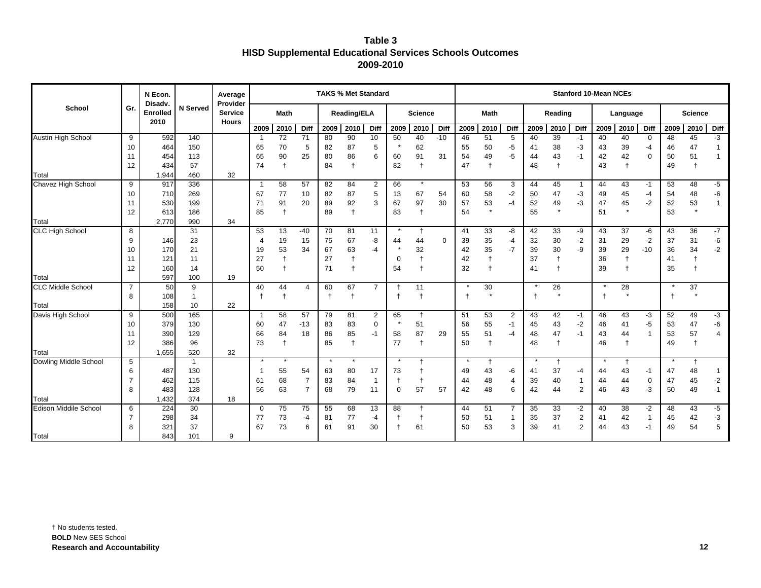# Table 3
## HISD Supplemental Educational Services Schools Outcomes
## 2009-2010

| School | Gr. | N Econ. Disadv. Enrolled 2010 | N Served | Average Provider Service Hours | TAKS % Met Standard | | | | | | | | | Stanford 10-Mean NCEs | | | | | | | | | | | |
|---|---|---|---|---|---|---|---|---|---|---|---|---|---|---|---|---|---|---|---|---|---|---|---|---|---|
| | | | | | Math | | | Reading/ELA | | | Science | | | Math | | | Reading | | | Language | | | Science | | |
| | | | | | 2009 | 2010 | Diff | 2009 | 2010 | Diff | 2009 | 2010 | Diff | 2009 | 2010 | Diff | 2009 | 2010 | Diff | 2009 | 2010 | Diff | 2009 | 2010 | Diff |
| Austin High School | 9 | 592 | 140 | | 1 | 72 | 71 | 80 | 90 | 10 | 50 | 40 | -10 | 46 | 51 | 5 | 40 | 39 | -1 | 40 | 40 | 0 | 48 | 45 | -3 |
| | 10 | 464 | 150 | | 65 | 70 | 5 | 82 | 87 | 5 | * | 62 | | 55 | 50 | -5 | 41 | 38 | -3 | 43 | 39 | -4 | 46 | 47 | 1 |
| | 11 | 454 | 113 | | 65 | 90 | 25 | 80 | 86 | 6 | 60 | 91 | 31 | 54 | 49 | -5 | 44 | 43 | -1 | 42 | 42 | 0 | 50 | 51 | 1 |
| | 12 | 434 | 57 | | 74 | † | | 84 | † | | 82 | † | | 47 | † | | 48 | † | | 43 | † | | 49 | † | |
| Total | | 1,944 | 460 | 32 | | | | | | | | | | | | | | | | | | | | | |
| Chavez High School | 9 | 917 | 336 | | 1 | 58 | 57 | 82 | 84 | 2 | 66 | * | | 53 | 56 | 3 | 44 | 45 | 1 | 44 | 43 | -1 | 53 | 48 | -5 |
| | 10 | 710 | 269 | | 67 | 77 | 10 | 82 | 87 | 5 | 13 | 67 | 54 | 60 | 58 | -2 | 50 | 47 | -3 | 49 | 45 | -4 | 54 | 48 | -6 |
| | 11 | 530 | 199 | | 71 | 91 | 20 | 89 | 92 | 3 | 67 | 97 | 30 | 57 | 53 | -4 | 52 | 49 | -3 | 47 | 45 | -2 | 52 | 53 | 1 |
| | 12 | 613 | 186 | | 85 | † | | 89 | † | | 83 | † | | 54 | * | | 55 | * | | 51 | * | | 53 | * | |
| Total | | 2,770 | 990 | 34 | | | | | | | | | | | | | | | | | | | | | |
| CLC High School | 8 | | 31 | | 53 | 13 | -40 | 70 | 81 | 11 | * | † | | 41 | 33 | -8 | 42 | 33 | -9 | 43 | 37 | -6 | 43 | 36 | -7 |
| | 9 | 146 | 23 | | 4 | 19 | 15 | 75 | 67 | -8 | 44 | 44 | 0 | 39 | 35 | -4 | 32 | 30 | -2 | 31 | 29 | -2 | 37 | 31 | -6 |
| | 10 | 170 | 21 | | 19 | 53 | 34 | 67 | 63 | -4 | * | 32 | | 42 | 35 | -7 | 39 | 30 | -9 | 39 | 29 | -10 | 36 | 34 | -2 |
| | 11 | 121 | 11 | | 27 | † | | 27 | † | | 0 | † | | 42 | † | | 37 | † | | 36 | † | | 41 | † | |
| | 12 | 160 | 14 | | 50 | † | | 71 | † | | 54 | † | | 32 | † | | 41 | † | | 39 | † | | 35 | † | |
| Total | | 597 | 100 | 19 | | | | | | | | | | | | | | | | | | | | | |
| CLC Middle School | 7 | 50 | 9 | | 40 | 44 | 4 | 60 | 67 | 7 | † | 11 | | * | 30 | | * | 26 | | * | 28 | | * | 37 | |
| | 8 | 108 | 1 | | † | † | | † | † | | † | † | | † | * | | † | * | | † | * | | † | * | |
| Total | | 158 | 10 | 22 | | | | | | | | | | | | | | | | | | | | | |
| Davis High School | 9 | 500 | 165 | | 1 | 58 | 57 | 79 | 81 | 2 | 65 | † | | 51 | 53 | 2 | 43 | 42 | -1 | 46 | 43 | -3 | 52 | 49 | -3 |
| | 10 | 379 | 130 | | 60 | 47 | -13 | 83 | 83 | 0 | * | 51 | | 56 | 55 | -1 | 45 | 43 | -2 | 46 | 41 | -5 | 53 | 47 | -6 |
| | 11 | 390 | 129 | | 66 | 84 | 18 | 86 | 85 | -1 | 58 | 87 | 29 | 55 | 51 | -4 | 48 | 47 | -1 | 43 | 44 | 1 | 53 | 57 | 4 |
| | 12 | 386 | 96 | | 73 | † | | 85 | † | | 77 | † | | 50 | † | | 48 | † | | 46 | † | | 49 | † | |
| Total | | 1,655 | 520 | 32 | | | | | | | | | | | | | | | | | | | | | |
| Dowling Middle School | 5 | | 1 | | * | * | | * | * | | * | † | | * | † | | * | † | | * | † | | * | † | |
| | 6 | 487 | 130 | | 1 | 55 | 54 | 63 | 80 | 17 | 73 | † | | 49 | 43 | -6 | 41 | 37 | -4 | 44 | 43 | -1 | 47 | 48 | 1 |
| | 7 | 462 | 115 | | 61 | 68 | 7 | 83 | 84 | 1 | † | † | | 44 | 48 | 4 | 39 | 40 | 1 | 44 | 44 | 0 | 47 | 45 | -2 |
| | 8 | 483 | 128 | | 56 | 63 | 7 | 68 | 79 | 11 | 0 | 57 | 57 | 42 | 48 | 6 | 42 | 44 | 2 | 46 | 43 | -3 | 50 | 49 | -1 |
| Total | | 1,432 | 374 | 18 | | | | | | | | | | | | | | | | | | | | | |
| Edison Middile School | 6 | 224 | 30 | | 0 | 75 | 75 | 55 | 68 | 13 | 88 | † | | 44 | 51 | 7 | 35 | 33 | -2 | 40 | 38 | -2 | 48 | 43 | -5 |
| | 7 | 298 | 34 | | 77 | 73 | -4 | 81 | 77 | -4 | † | † | | 50 | 51 | 1 | 35 | 37 | 2 | 41 | 42 | 1 | 45 | 42 | -3 |
| | 8 | 321 | 37 | | 67 | 73 | 6 | 61 | 91 | 30 | † | 61 | | 50 | 53 | 3 | 39 | 41 | 2 | 44 | 43 | -1 | 49 | 54 | 5 |
| Total | | 843 | 101 | 9 | | | | | | | | | | | | | | | | | | | | | |

† No students tested.
**BOLD** New SES School
**Research and Accountability**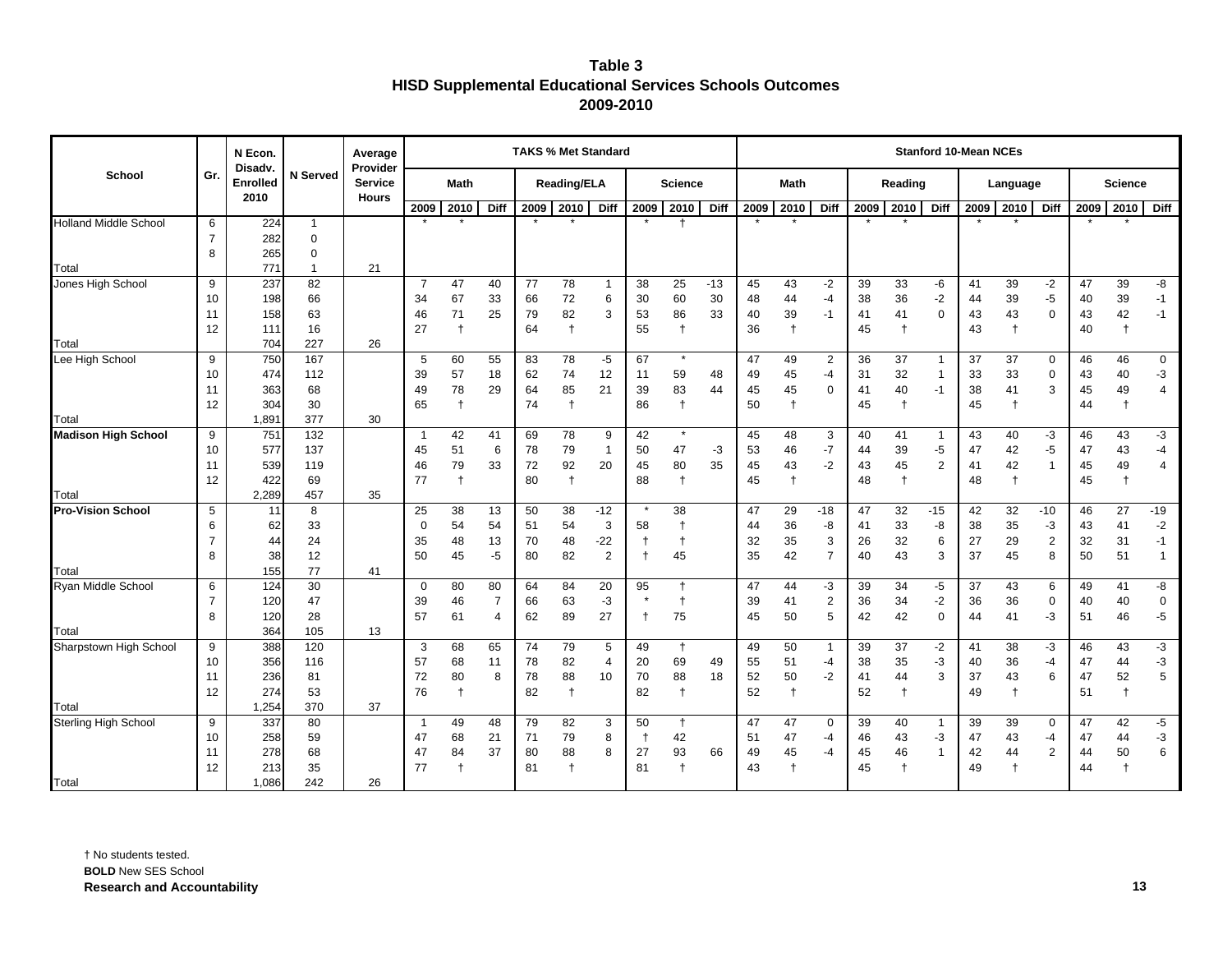# Table 3
## HISD Supplemental Educational Services Schools Outcomes
## 2009-2010

| School | Gr. | N Econ. Disadv. Enrolled 2010 | N Served | Average Provider Service Hours | TAKS % Met Standard | | | | | | | | | Stanford 10-Mean NCEs | | | | | | | | | | | |
|---|---|---|---|---|---|---|---|---|---|---|---|---|---|---|---|---|---|---|---|---|---|---|---|---|---|
| | | | | | Math | | | Reading/ELA | | | Science | | | Math | | | Reading | | | Language | | | Science | | |
| | | | | | 2009 | 2010 | Diff | 2009 | 2010 | Diff | 2009 | 2010 | Diff | 2009 | 2010 | Diff | 2009 | 2010 | Diff | 2009 | 2010 | Diff | 2009 | 2010 | Diff |
| Holland Middle School | 6 | 224 | 1 | | * | * | | * | * | | * | † | | * | * | | * | * | | * | * | | * | * | |
| | 7 | 282 | 0 | | | | | | | | | | | | | | | | | | | | | | |
| | 8 | 265 | 0 | | | | | | | | | | | | | | | | | | | | | | |
| Total | | 771 | 1 | 21 | | | | | | | | | | | | | | | | | | | | | |
| Jones High School | 9 | 237 | 82 | | 7 | 47 | 40 | 77 | 78 | 1 | 38 | 25 | -13 | 45 | 43 | -2 | 39 | 33 | -6 | 41 | 39 | -2 | 47 | 39 | -8 |
| | 10 | 198 | 66 | | 34 | 67 | 33 | 66 | 72 | 6 | 30 | 60 | 30 | 48 | 44 | -4 | 38 | 36 | -2 | 44 | 39 | -5 | 40 | 39 | -1 |
| | 11 | 158 | 63 | | 46 | 71 | 25 | 79 | 82 | 3 | 53 | 86 | 33 | 40 | 39 | -1 | 41 | 41 | 0 | 43 | 43 | 0 | 43 | 42 | -1 |
| | 12 | 111 | 16 | | 27 | † | | 64 | † | | 55 | † | | 36 | † | | 45 | † | | 43 | † | | 40 | † | |
| Total | | 704 | 227 | 26 | | | | | | | | | | | | | | | | | | | | | |
| Lee High School | 9 | 750 | 167 | | 5 | 60 | 55 | 83 | 78 | -5 | 67 | * | | 47 | 49 | 2 | 36 | 37 | 1 | 37 | 37 | 0 | 46 | 46 | 0 |
| | 10 | 474 | 112 | | 39 | 57 | 18 | 62 | 74 | 12 | 11 | 59 | 48 | 49 | 45 | -4 | 31 | 32 | 1 | 33 | 33 | 0 | 43 | 40 | -3 |
| | 11 | 363 | 68 | | 49 | 78 | 29 | 64 | 85 | 21 | 39 | 83 | 44 | 45 | 45 | 0 | 41 | 40 | -1 | 38 | 41 | 3 | 45 | 49 | 4 |
| | 12 | 304 | 30 | | 65 | † | | 74 | † | | 86 | † | | 50 | † | | 45 | † | | 45 | † | | 44 | † | |
| Total | | 1,891 | 377 | 30 | | | | | | | | | | | | | | | | | | | | | |
| **Madison High School** | 9 | 751 | 132 | | 1 | 42 | 41 | 69 | 78 | 9 | 42 | * | | 45 | 48 | 3 | 40 | 41 | 1 | 43 | 40 | -3 | 46 | 43 | -3 |
| | 10 | 577 | 137 | | 45 | 51 | 6 | 78 | 79 | 1 | 50 | 47 | -3 | 53 | 46 | -7 | 44 | 39 | -5 | 47 | 42 | -5 | 47 | 43 | -4 |
| | 11 | 539 | 119 | | 46 | 79 | 33 | 72 | 92 | 20 | 45 | 80 | 35 | 45 | 43 | -2 | 43 | 45 | 2 | 41 | 42 | 1 | 45 | 49 | 4 |
| | 12 | 422 | 69 | | 77 | † | | 80 | † | | 88 | † | | 45 | † | | 48 | † | | 48 | † | | 45 | † | |
| Total | | 2,289 | 457 | 35 | | | | | | | | | | | | | | | | | | | | | |
| **Pro-Vision School** | 5 | 11 | 8 | | 25 | 38 | 13 | 50 | 38 | -12 | * | 38 | | 47 | 29 | -18 | 47 | 32 | -15 | 42 | 32 | -10 | 46 | 27 | -19 |
| | 6 | 62 | 33 | | 0 | 54 | 54 | 51 | 54 | 3 | 58 | † | | 44 | 36 | -8 | 41 | 33 | -8 | 38 | 35 | -3 | 43 | 41 | -2 |
| | 7 | 44 | 24 | | 35 | 48 | 13 | 70 | 48 | -22 | † | † | | 32 | 35 | 3 | 26 | 32 | 6 | 27 | 29 | 2 | 32 | 31 | -1 |
| | 8 | 38 | 12 | | 50 | 45 | -5 | 80 | 82 | 2 | † | 45 | | 35 | 42 | 7 | 40 | 43 | 3 | 37 | 45 | 8 | 50 | 51 | 1 |
| Total | | 155 | 77 | 41 | | | | | | | | | | | | | | | | | | | | | |
| Ryan Middle School | 6 | 124 | 30 | | 0 | 80 | 80 | 64 | 84 | 20 | 95 | † | | 47 | 44 | -3 | 39 | 34 | -5 | 37 | 43 | 6 | 49 | 41 | -8 |
| | 7 | 120 | 47 | | 39 | 46 | 7 | 66 | 63 | -3 | * | † | | 39 | 41 | 2 | 36 | 34 | -2 | 36 | 36 | 0 | 40 | 40 | 0 |
| | 8 | 120 | 28 | | 57 | 61 | 4 | 62 | 89 | 27 | † | 75 | | 45 | 50 | 5 | 42 | 42 | 0 | 44 | 41 | -3 | 51 | 46 | -5 |
| Total | | 364 | 105 | 13 | | | | | | | | | | | | | | | | | | | | | |
| Sharpstown High School | 9 | 388 | 120 | | 3 | 68 | 65 | 74 | 79 | 5 | 49 | † | | 49 | 50 | 1 | 39 | 37 | -2 | 41 | 38 | -3 | 46 | 43 | -3 |
| | 10 | 356 | 116 | | 57 | 68 | 11 | 78 | 82 | 4 | 20 | 69 | 49 | 55 | 51 | -4 | 38 | 35 | -3 | 40 | 36 | -4 | 47 | 44 | -3 |
| | 11 | 236 | 81 | | 72 | 80 | 8 | 78 | 88 | 10 | 70 | 88 | 18 | 52 | 50 | -2 | 41 | 44 | 3 | 37 | 43 | 6 | 47 | 52 | 5 |
| | 12 | 274 | 53 | | 76 | † | | 82 | † | | 82 | † | | 52 | † | | 52 | † | | 49 | † | | 51 | † | |
| Total | | 1,254 | 370 | 37 | | | | | | | | | | | | | | | | | | | | | |
| Sterling High School | 9 | 337 | 80 | | 1 | 49 | 48 | 79 | 82 | 3 | 50 | † | | 47 | 47 | 0 | 39 | 40 | 1 | 39 | 39 | 0 | 47 | 42 | -5 |
| | 10 | 258 | 59 | | 47 | 68 | 21 | 71 | 79 | 8 | † | 42 | | 51 | 47 | -4 | 46 | 43 | -3 | 47 | 43 | -4 | 47 | 44 | -3 |
| | 11 | 278 | 68 | | 47 | 84 | 37 | 80 | 88 | 8 | 27 | 93 | 66 | 49 | 45 | -4 | 45 | 46 | 1 | 42 | 44 | 2 | 44 | 50 | 6 |
| | 12 | 213 | 35 | | 77 | † | | 81 | † | | 81 | † | | 43 | † | | 45 | † | | 49 | † | | 44 | † | |
| Total | | 1,086 | 242 | 26 | | | | | | | | | | | | | | | | | | | | | |

† No students tested.
**BOLD** New SES School
**Research and Accountability**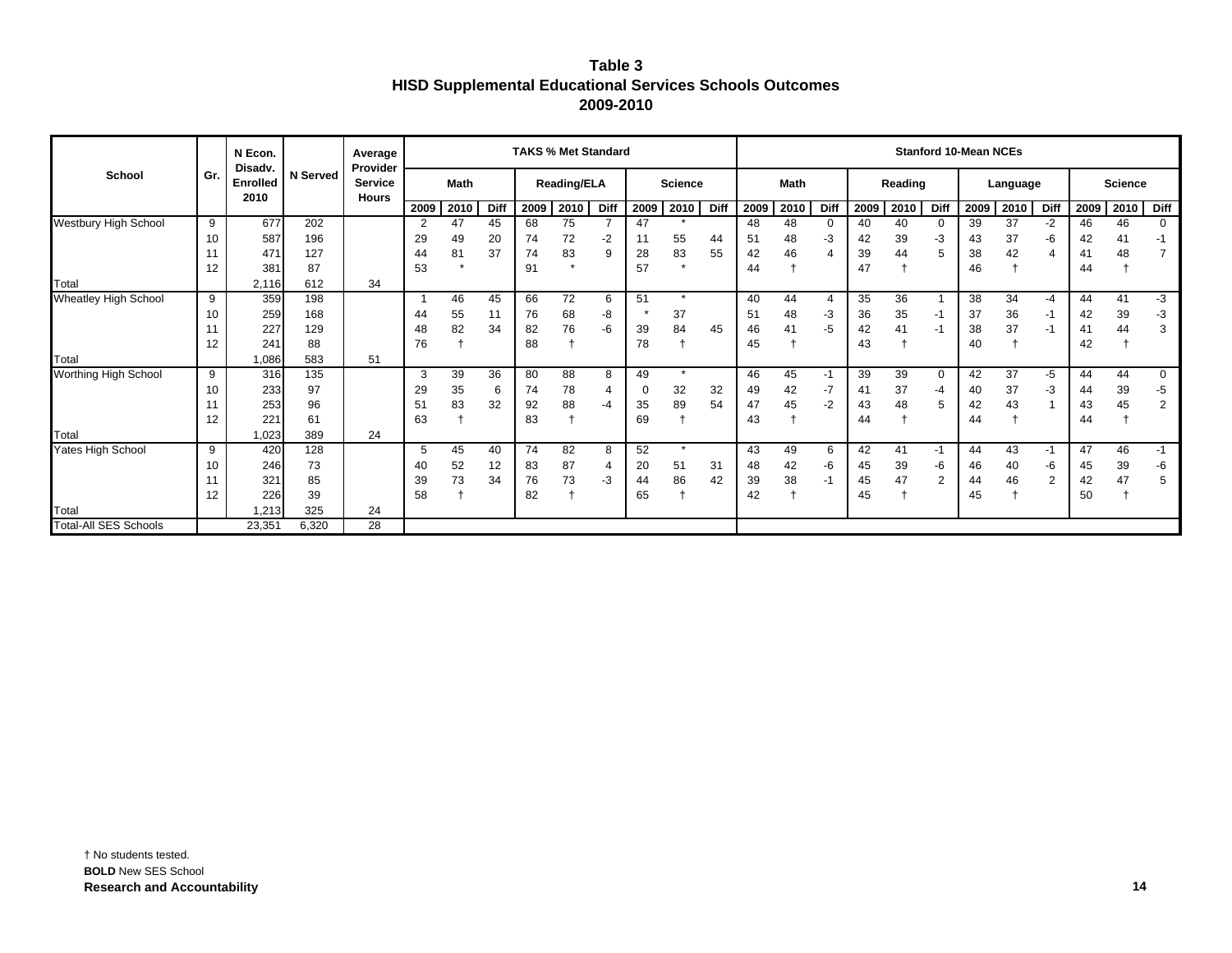# Table 3
## HISD Supplemental Educational Services Schools Outcomes
## 2009-2010

| School | Gr. | N Econ. Disadv. Enrolled 2010 | N Served | Average Provider Service Hours | TAKS % Met Standard | | | | | | | | | Stanford 10-Mean NCEs | | | | | | | | | | | |
|---|---|---|---|---|---|---|---|---|---|---|---|---|---|---|---|---|---|---|---|---|---|---|---|---|---|
| | | | | | Math | | | Reading/ELA | | | Science | | | Math | | | Reading | | | Language | | | Science | | |
| | | | | | 2009 | 2010 | Diff | 2009 | 2010 | Diff | 2009 | 2010 | Diff | 2009 | 2010 | Diff | 2009 | 2010 | Diff | 2009 | 2010 | Diff | 2009 | 2010 | Diff |
| Westbury High School | 9 | 677 | 202 | | 2 | 47 | 45 | 68 | 75 | 7 | 47 | * | | 48 | 48 | 0 | 40 | 40 | 0 | 39 | 37 | -2 | 46 | 46 | 0 |
| | 10 | 587 | 196 | | 29 | 49 | 20 | 74 | 72 | -2 | 11 | 55 | 44 | 51 | 48 | -3 | 42 | 39 | -3 | 43 | 37 | -6 | 42 | 41 | -1 |
| | 11 | 471 | 127 | | 44 | 81 | 37 | 74 | 83 | 9 | 28 | 83 | 55 | 42 | 46 | 4 | 39 | 44 | 5 | 38 | 42 | 4 | 41 | 48 | 7 |
| | 12 | 381 | 87 | | 53 | * | | 91 | * | | 57 | * | | 44 | † | | 47 | † | | 46 | † | | 44 | † | |
| Total | | 2,116 | 612 | 34 | | | | | | | | | | | | | | | | | | | | | |
| Wheatley High School | 9 | 359 | 198 | | 1 | 46 | 45 | 66 | 72 | 6 | 51 | * | | 40 | 44 | 4 | 35 | 36 | 1 | 38 | 34 | -4 | 44 | 41 | -3 |
| | 10 | 259 | 168 | | 44 | 55 | 11 | 76 | 68 | -8 | * | 37 | | 51 | 48 | -3 | 36 | 35 | -1 | 37 | 36 | -1 | 42 | 39 | -3 |
| | 11 | 227 | 129 | | 48 | 82 | 34 | 82 | 76 | -6 | 39 | 84 | 45 | 46 | 41 | -5 | 42 | 41 | -1 | 38 | 37 | -1 | 41 | 44 | 3 |
| | 12 | 241 | 88 | | 76 | † | | 88 | † | | 78 | † | | 45 | † | | 43 | † | | 40 | † | | 42 | † | |
| Total | | 1,086 | 583 | 51 | | | | | | | | | | | | | | | | | | | | | |
| Worthing High School | 9 | 316 | 135 | | 3 | 39 | 36 | 80 | 88 | 8 | 49 | * | | 46 | 45 | -1 | 39 | 39 | 0 | 42 | 37 | -5 | 44 | 44 | 0 |
| | 10 | 233 | 97 | | 29 | 35 | 6 | 74 | 78 | 4 | 0 | 32 | 32 | 49 | 42 | -7 | 41 | 37 | -4 | 40 | 37 | -3 | 44 | 39 | -5 |
| | 11 | 253 | 96 | | 51 | 83 | 32 | 92 | 88 | -4 | 35 | 89 | 54 | 47 | 45 | -2 | 43 | 48 | 5 | 42 | 43 | 1 | 43 | 45 | 2 |
| | 12 | 221 | 61 | | 63 | † | | 83 | † | | 69 | † | | 43 | † | | 44 | † | | 44 | † | | 44 | † | |
| Total | | 1,023 | 389 | 24 | | | | | | | | | | | | | | | | | | | | | |
| Yates High School | 9 | 420 | 128 | | 5 | 45 | 40 | 74 | 82 | 8 | 52 | * | | 43 | 49 | 6 | 42 | 41 | -1 | 44 | 43 | -1 | 47 | 46 | -1 |
| | 10 | 246 | 73 | | 40 | 52 | 12 | 83 | 87 | 4 | 20 | 51 | 31 | 48 | 42 | -6 | 45 | 39 | -6 | 46 | 40 | -6 | 45 | 39 | -6 |
| | 11 | 321 | 85 | | 39 | 73 | 34 | 76 | 73 | -3 | 44 | 86 | 42 | 39 | 38 | -1 | 45 | 47 | 2 | 44 | 46 | 2 | 42 | 47 | 5 |
| | 12 | 226 | 39 | | 58 | † | | 82 | † | | 65 | † | | 42 | † | | 45 | † | | 45 | † | | 50 | † | |
| Total | | 1,213 | 325 | 24 | | | | | | | | | | | | | | | | | | | | | |
| Total-All SES Schools | | 23,351 | 6,320 | 28 | | | | | | | | | | | | | | | | | | | | | |

† No students tested.
**BOLD** New SES School
**Research and Accountability**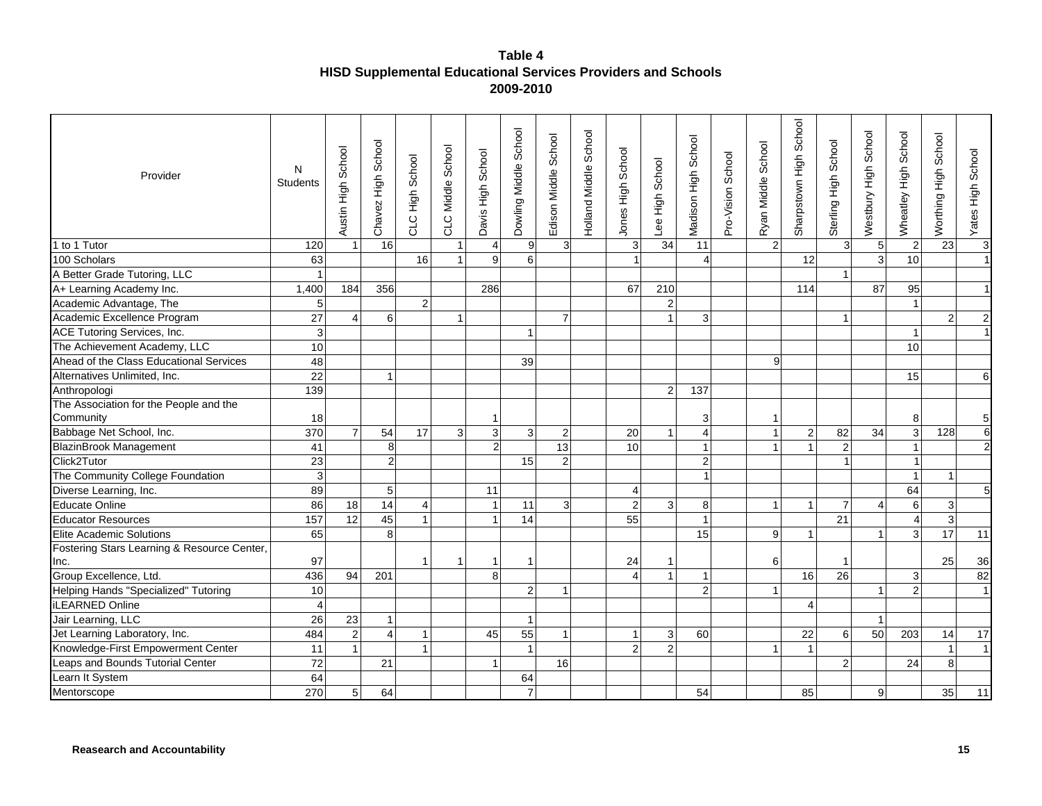**Table 4**
**HISD Supplemental Educational Services Providers and Schools**
**2009-2010**

| Provider | N Students | Austin High School | Chavez High School | CLC High School | CLC Middle School | Davis High School | Dowling Middle School | Edison Middle School | Holland Middle School | Jones High School | Lee High School | Madison High School | Pro-Vision School | Ryan Middle School | Sharpstown High School | Sterling High School | Westbury High School | Wheatley High School | Worthing High School | Yates High School |
|---|---|---|---|---|---|---|---|---|---|---|---|---|---|---|---|---|---|---|---|---|
| 1 to 1 Tutor | 120 | 1 | 16 | | 1 | 4 | 9 | 3 | | 3 | 34 | 11 | | 2 | | 3 | 5 | 2 | 23 | 3 |
| 100 Scholars | 63 | | | 16 | 1 | 9 | 6 | | | 1 | | 4 | | | 12 | | 3 | 10 | | 1 |
| A Better Grade Tutoring, LLC | 1 | | | | | | | | | | | | | | | 1 | | | | |
| A+ Learning Academy Inc. | 1,400 | 184 | 356 | | | 286 | | | | 67 | 210 | | | | 114 | | 87 | 95 | | 1 |
| Academic Advantage, The | 5 | | | 2 | | | | | | | 2 | | | | | | | 1 | | |
| Academic Excellence Program | 27 | 4 | 6 | | 1 | | | 7 | | | 1 | 3 | | | | 1 | | | 2 | 2 |
| ACE Tutoring Services, Inc. | 3 | | | | | | 1 | | | | | | | | | | | 1 | | 1 |
| The Achievement Academy, LLC | 10 | | | | | | | | | | | | | | | | | 10 | | |
| Ahead of the Class Educational Services | 48 | | | | | | 39 | | | | | | | 9 | | | | | | |
| Alternatives Unlimited, Inc. | 22 | | 1 | | | | | | | | | | | | | | | 15 | | 6 |
| Anthropologi | 139 | | | | | | | | | | 2 | 137 | | | | | | | | |
| The Association for the People and the Community | 18 | | | | | 1 | | | | | | 3 | | 1 | | | | 8 | | 5 |
| Babbage Net School, Inc. | 370 | 7 | 54 | 17 | 3 | 3 | 3 | 2 | | 20 | 1 | 4 | | 1 | 2 | 82 | 34 | 3 | 128 | 6 |
| BlazinBrook Management | 41 | | 8 | | | 2 | | 13 | | 10 | | 1 | | 1 | 1 | 2 | | 1 | | 2 |
| Click2Tutor | 23 | | 2 | | | | 15 | 2 | | | | 2 | | | | 1 | | 1 | | |
| The Community College Foundation | 3 | | | | | | | | | | | 1 | | | | | | 1 | 1 | |
| Diverse Learning, Inc. | 89 | | 5 | | | 11 | | | | 4 | | | | | | | | 64 | | 5 |
| Educate Online | 86 | 18 | 14 | 4 | | 1 | 11 | 3 | | 2 | 3 | 8 | | 1 | 1 | 7 | 4 | 6 | 3 | |
| Educator Resources | 157 | 12 | 45 | 1 | | 1 | 14 | | | 55 | | 1 | | | | 21 | | 4 | 3 | |
| Elite Academic Solutions | 65 | | 8 | | | | | | | | | 15 | | 9 | 1 | | 1 | 3 | 17 | 11 |
| Fostering Stars Learning & Resource Center, Inc. | 97 | | | 1 | 1 | 1 | 1 | | | 24 | 1 | | | 6 | | 1 | | | 25 | 36 |
| Group Excellence, Ltd. | 436 | 94 | 201 | | | 8 | | | | 4 | 1 | 1 | | | 16 | 26 | | 3 | | 82 |
| Helping Hands "Specialized" Tutoring | 10 | | | | | | 2 | 1 | | | | 2 | | 1 | | | 1 | 2 | | 1 |
| iLEARNED Online | 4 | | | | | | | | | | | | | | 4 | | | | | |
| Jair Learning, LLC | 26 | 23 | 1 | | | | 1 | | | | | | | | | | 1 | | | |
| Jet Learning Laboratory, Inc. | 484 | 2 | 4 | 1 | | 45 | 55 | 1 | | 1 | 3 | 60 | | | 22 | 6 | 50 | 203 | 14 | 17 |
| Knowledge-First Empowerment Center | 11 | 1 | | 1 | | | 1 | | | 2 | 2 | | | 1 | 1 | | | | 1 | 1 |
| Leaps and Bounds Tutorial Center | 72 | | 21 | | | 1 | | 16 | | | | | | | | 2 | | 24 | 8 | |
| Learn It System | 64 | | | | | | 64 | | | | | | | | | | | | | |
| Mentorscope | 270 | 5 | 64 | | | | 7 | | | | | 54 | | | 85 | | 9 | | 35 | 11 |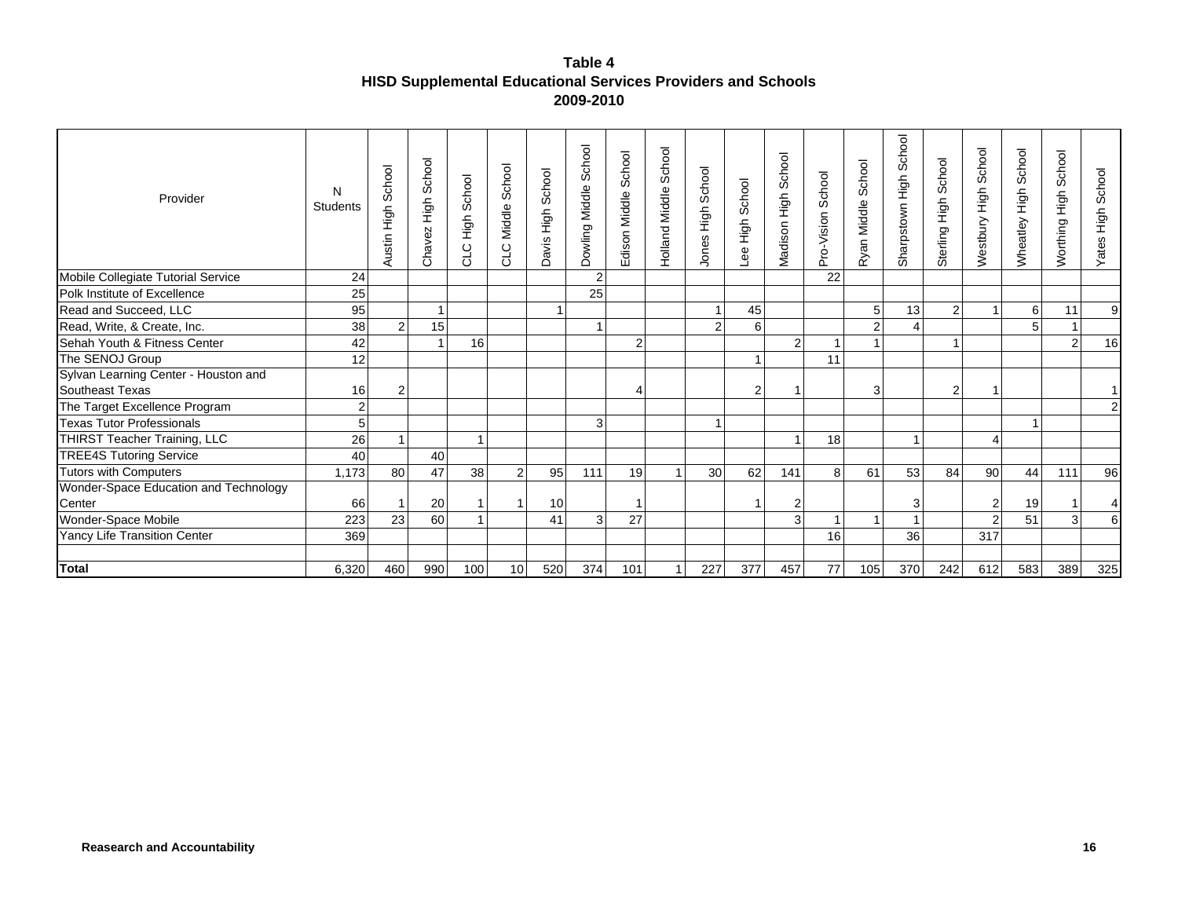**Table 4**
**HISD Supplemental Educational Services Providers and Schools**
**2009-2010**

| Provider | N Students | Austin High School | Chavez High School | CLC High School | CLC Middle School | Davis High School | Dowling Middle School | Edison Middle School | Holland Middle School | Jones High School | Lee High School | Madison High School | Pro-Vision School | Ryan Middle School | Sharpstown High School | Sterling High School | Westbury High School | Wheatley High School | Worthing High School | Yates High School |
|---|---|---|---|---|---|---|---|---|---|---|---|---|---|---|---|---|---|---|---|---|
| Mobile Collegiate Tutorial Service | 24 | | | | | | 2 | | | | | | 22 | | | | | | | |
| Polk Institute of Excellence | 25 | | | | | | 25 | | | | | | | | | | | | | |
| Read and Succeed, LLC | 95 | | 1 | | | 1 | | | | 1 | 45 | | | 5 | 13 | 2 | 1 | 6 | 11 | 9 |
| Read, Write, & Create, Inc. | 38 | 2 | 15 | | | | 1 | | | 2 | 6 | | | 2 | 4 | | | 5 | 1 | |
| Sehah Youth & Fitness Center | 42 | | 1 | 16 | | | | 2 | | | | 2 | 1 | 1 | | 1 | | | 2 | 16 |
| The SENOJ Group | 12 | | | | | | | | | | 1 | | 11 | | | | | | | |
| Sylvan Learning Center - Houston and Southeast Texas | 16 | 2 | | | | | | 4 | | | 2 | 1 | | 3 | | 2 | 1 | | | 1 |
| The Target Excellence Program | 2 | | | | | | | | | | | | | | | | | | | 2 |
| Texas Tutor Professionals | 5 | | | | | | 3 | | | 1 | | | | | | | | 1 | | |
| THIRST Teacher Training, LLC | 26 | 1 | | 1 | | | | | | | | 1 | 18 | | 1 | | 4 | | | |
| TREE4S Tutoring Service | 40 | | 40 | | | | | | | | | | | | | | | | | |
| Tutors with Computers | 1,173 | 80 | 47 | 38 | 2 | 95 | 111 | 19 | 1 | 30 | 62 | 141 | 8 | 61 | 53 | 84 | 90 | 44 | 111 | 96 |
| Wonder-Space Education and Technology Center | 66 | 1 | 20 | 1 | 1 | 10 | | 1 | | | 1 | 2 | | | 3 | | 2 | 19 | 1 | 4 |
| Wonder-Space Mobile | 223 | 23 | 60 | 1 | | 41 | 3 | 27 | | | | 3 | 1 | 1 | 1 | | 2 | 51 | 3 | 6 |
| Yancy Life Transition Center | 369 | | | | | | | | | | | | 16 | | 36 | | 317 | | | |
| | | | | | | | | | | | | | | | | | | | | |
| **Total** | 6,320 | 460 | 990 | 100 | 10 | 520 | 374 | 101 | 1 | 227 | 377 | 457 | 77 | 105 | 370 | 242 | 612 | 583 | 389 | 325 |